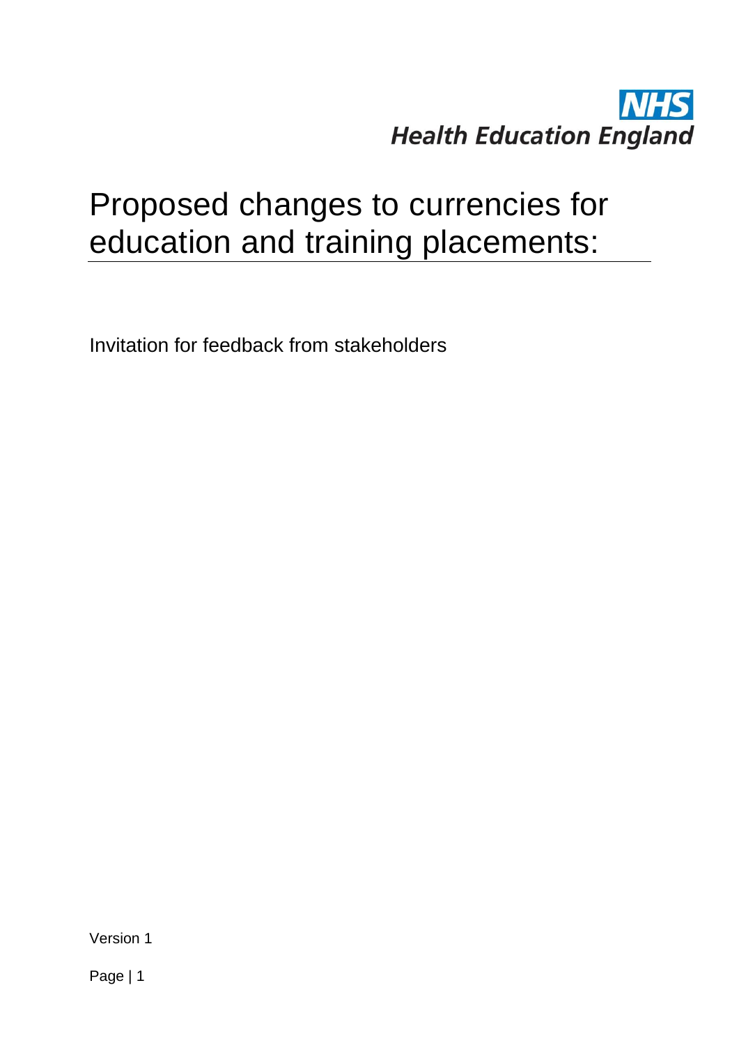NHS
Health Education England

# Proposed changes to currencies for education and training placements:

Invitation for feedback from stakeholders

Version 1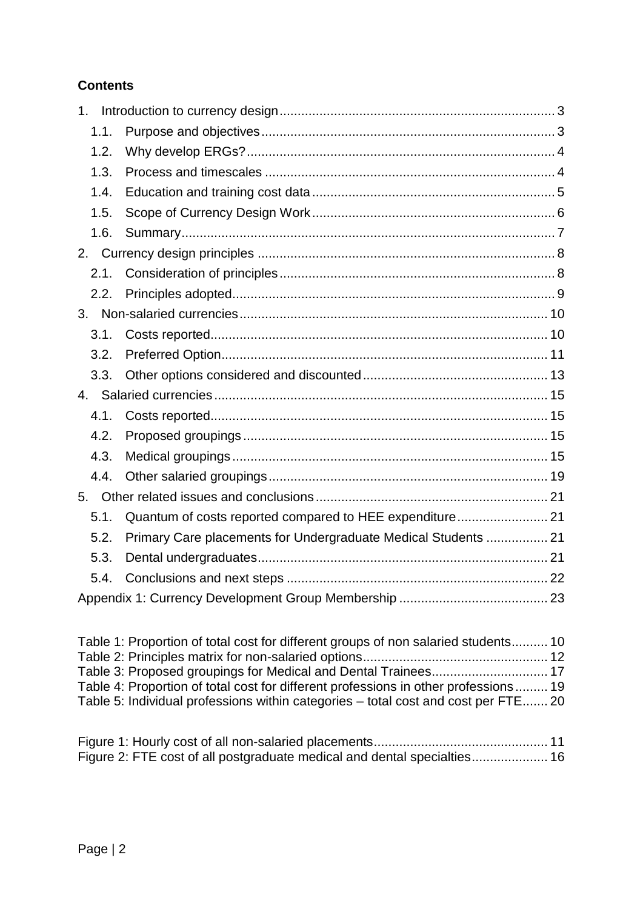## Contents

1. Introduction to currency design ........ 3
    - 1.1. Purpose and objectives ........ 3
    - 1.2. Why develop ERGs? ........ 4
    - 1.3. Process and timescales ........ 4
    - 1.4. Education and training cost data ........ 5
    - 1.5. Scope of Currency Design Work ........ 6
    - 1.6. Summary ........ 7
2. Currency design principles ........ 8
    - 2.1. Consideration of principles ........ 8
    - 2.2. Principles adopted ........ 9
3. Non-salaried currencies ........ 10
    - 3.1. Costs reported ........ 10
    - 3.2. Preferred Option ........ 11
    - 3.3. Other options considered and discounted ........ 13
4. Salaried currencies ........ 15
    - 4.1. Costs reported ........ 15
    - 4.2. Proposed groupings ........ 15
    - 4.3. Medical groupings ........ 15
    - 4.4. Other salaried groupings ........ 19
5. Other related issues and conclusions ........ 21
    - 5.1. Quantum of costs reported compared to HEE expenditure ........ 21
    - 5.2. Primary Care placements for Undergraduate Medical Students ........ 21
    - 5.3. Dental undergraduates ........ 21
    - 5.4. Conclusions and next steps ........ 22

Appendix 1: Currency Development Group Membership ........ 23

Table 1: Proportion of total cost for different groups of non salaried students ........ 10
Table 2: Principles matrix for non-salaried options ........ 12
Table 3: Proposed groupings for Medical and Dental Trainees ........ 17
Table 4: Proportion of total cost for different professions in other professions ........ 19
Table 5: Individual professions within categories – total cost and cost per FTE ........ 20

Figure 1: Hourly cost of all non-salaried placements ........ 11
Figure 2: FTE cost of all postgraduate medical and dental specialties ........ 16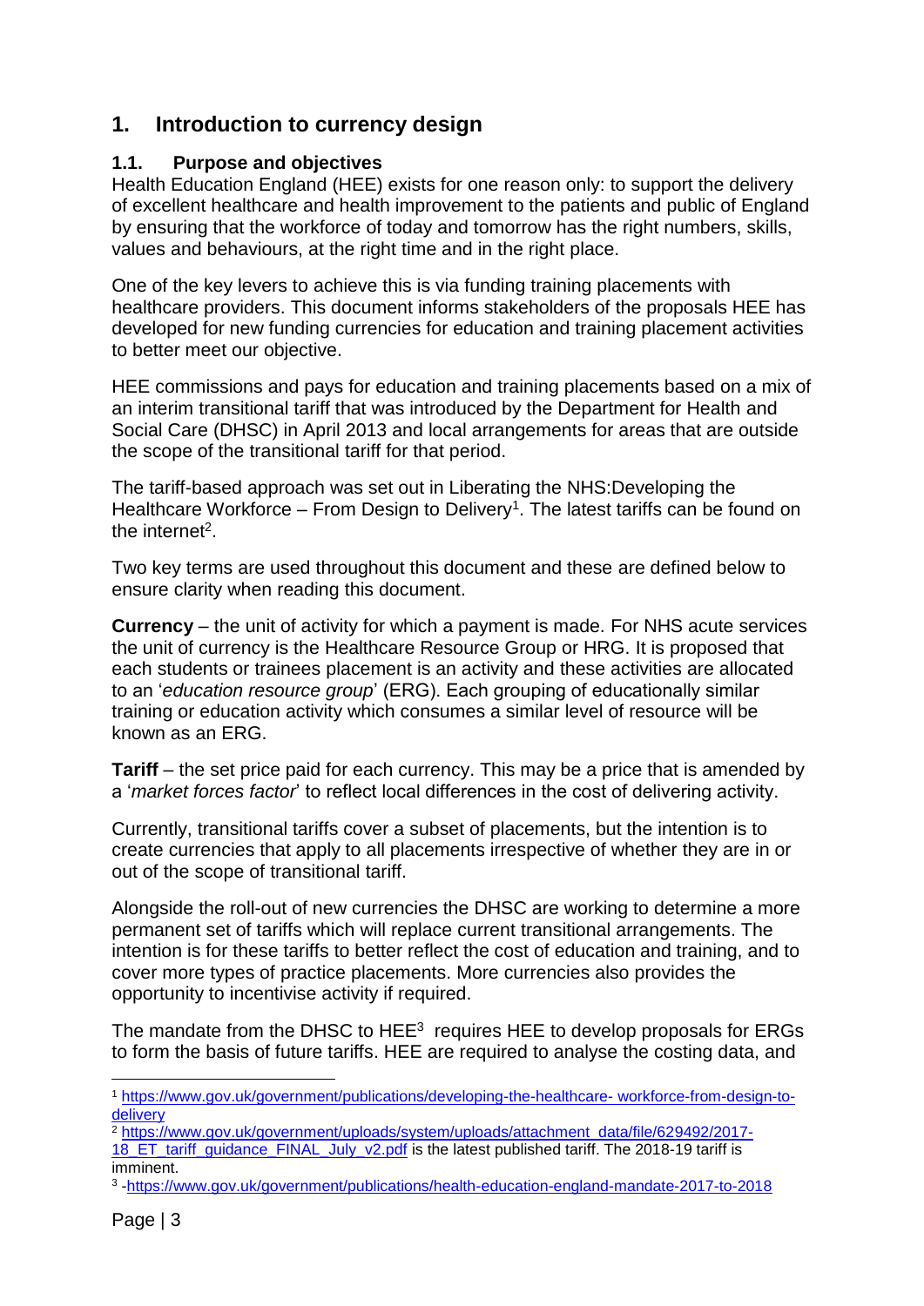# 1. Introduction to currency design

## 1.1. Purpose and objectives

Health Education England (HEE) exists for one reason only: to support the delivery of excellent healthcare and health improvement to the patients and public of England by ensuring that the workforce of today and tomorrow has the right numbers, skills, values and behaviours, at the right time and in the right place.

One of the key levers to achieve this is via funding training placements with healthcare providers. This document informs stakeholders of the proposals HEE has developed for new funding currencies for education and training placement activities to better meet our objective.

HEE commissions and pays for education and training placements based on a mix of an interim transitional tariff that was introduced by the Department for Health and Social Care (DHSC) in April 2013 and local arrangements for areas that are outside the scope of the transitional tariff for that period.

The tariff-based approach was set out in Liberating the NHS:Developing the Healthcare Workforce – From Design to Delivery[1]. The latest tariffs can be found on the internet[2].

Two key terms are used throughout this document and these are defined below to ensure clarity when reading this document.

**Currency** – the unit of activity for which a payment is made. For NHS acute services the unit of currency is the Healthcare Resource Group or HRG. It is proposed that each students or trainees placement is an activity and these activities are allocated to an '*education resource group*' (ERG). Each grouping of educationally similar training or education activity which consumes a similar level of resource will be known as an ERG.

**Tariff** – the set price paid for each currency. This may be a price that is amended by a '*market forces factor*' to reflect local differences in the cost of delivering activity.

Currently, transitional tariffs cover a subset of placements, but the intention is to create currencies that apply to all placements irrespective of whether they are in or out of the scope of transitional tariff.

Alongside the roll-out of new currencies the DHSC are working to determine a more permanent set of tariffs which will replace current transitional arrangements. The intention is for these tariffs to better reflect the cost of education and training, and to cover more types of practice placements. More currencies also provides the opportunity to incentivise activity if required.

The mandate from the DHSC to HEE[3] requires HEE to develop proposals for ERGs to form the basis of future tariffs. HEE are required to analyse the costing data, and

---

[1] https://www.gov.uk/government/publications/developing-the-healthcare- workforce-from-design-to-delivery

[2] https://www.gov.uk/government/uploads/system/uploads/attachment_data/file/629492/2017-18_ET_tariff_guidance_FINAL_July_v2.pdf is the latest published tariff. The 2018-19 tariff is imminent.

[3] -https://www.gov.uk/government/publications/health-education-england-mandate-2017-to-2018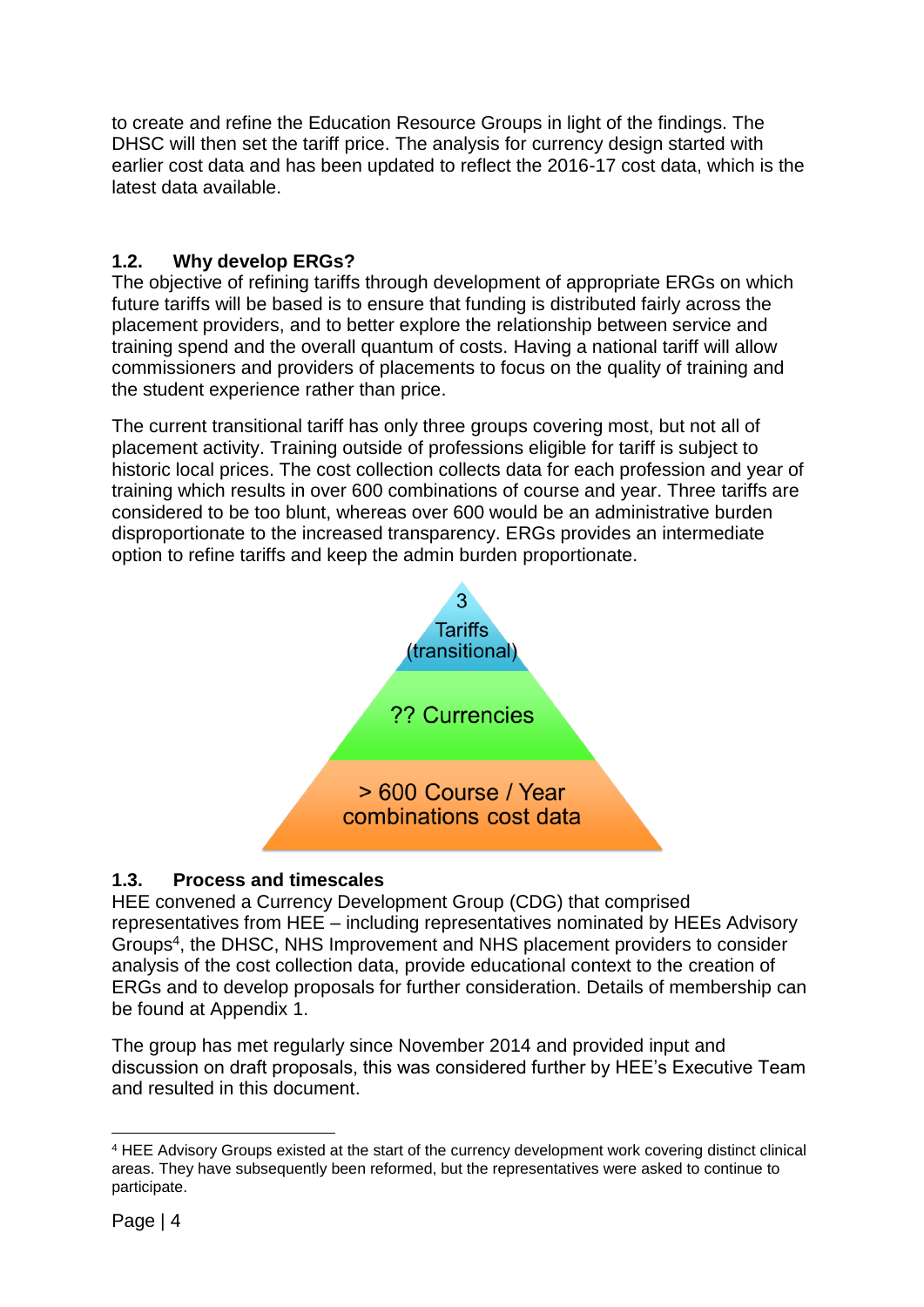to create and refine the Education Resource Groups in light of the findings. The DHSC will then set the tariff price. The analysis for currency design started with earlier cost data and has been updated to reflect the 2016-17 cost data, which is the latest data available.

### 1.2. Why develop ERGs?

The objective of refining tariffs through development of appropriate ERGs on which future tariffs will be based is to ensure that funding is distributed fairly across the placement providers, and to better explore the relationship between service and training spend and the overall quantum of costs. Having a national tariff will allow commissioners and providers of placements to focus on the quality of training and the student experience rather than price.

The current transitional tariff has only three groups covering most, but not all of placement activity. Training outside of professions eligible for tariff is subject to historic local prices. The cost collection collects data for each profession and year of training which results in over 600 combinations of course and year. Three tariffs are considered to be too blunt, whereas over 600 would be an administrative burden disproportionate to the increased transparency. ERGs provides an intermediate option to refine tariffs and keep the admin burden proportionate.

3 Tariffs (transitional)

?? Currencies

> 600 Course / Year combinations cost data

### 1.3. Process and timescales

HEE convened a Currency Development Group (CDG) that comprised representatives from HEE – including representatives nominated by HEEs Advisory Groups[4], the DHSC, NHS Improvement and NHS placement providers to consider analysis of the cost collection data, provide educational context to the creation of ERGs and to develop proposals for further consideration. Details of membership can be found at Appendix 1.

The group has met regularly since November 2014 and provided input and discussion on draft proposals, this was considered further by HEE's Executive Team and resulted in this document.

---

[4] HEE Advisory Groups existed at the start of the currency development work covering distinct clinical areas. They have subsequently been reformed, but the representatives were asked to continue to participate.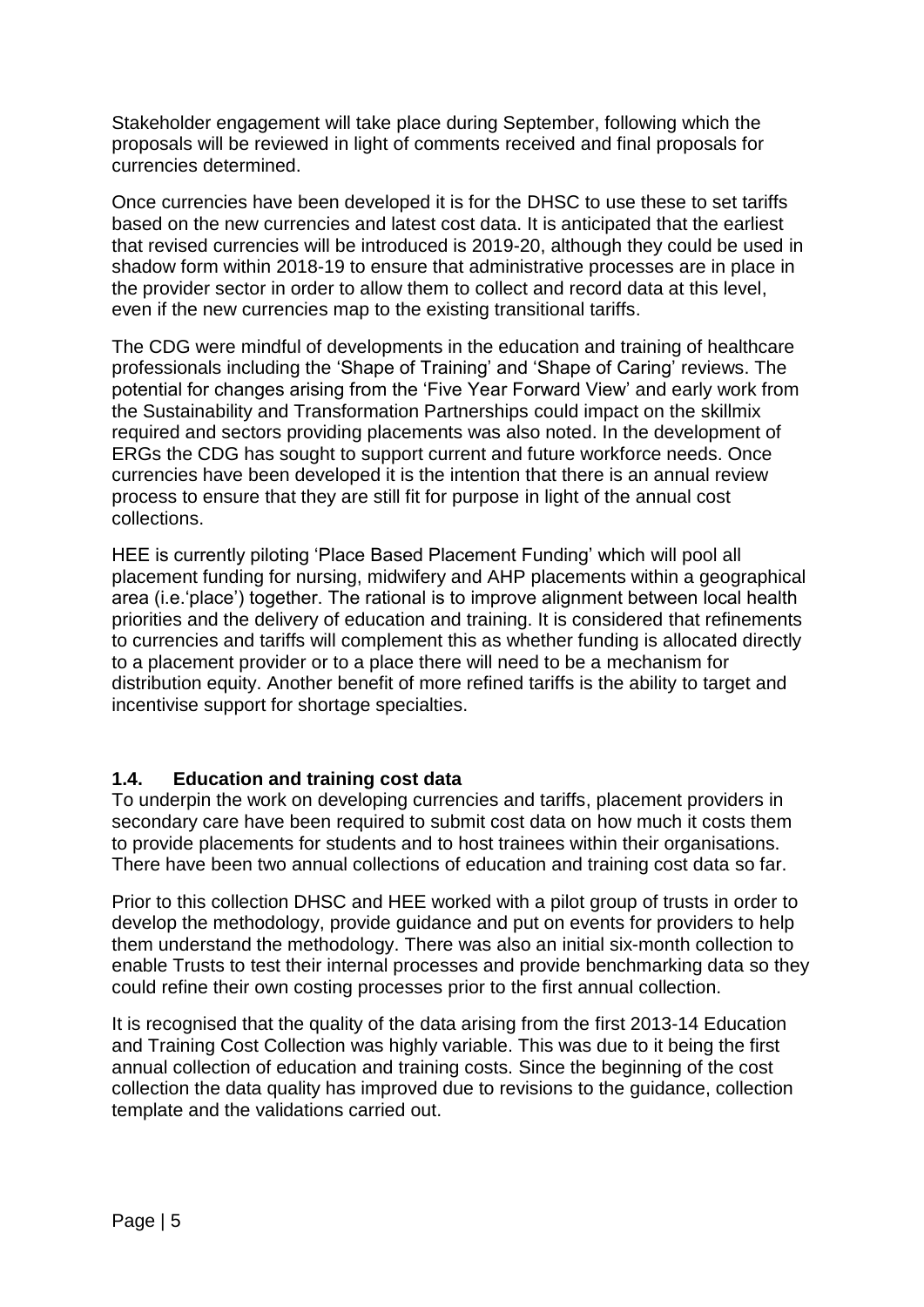Stakeholder engagement will take place during September, following which the proposals will be reviewed in light of comments received and final proposals for currencies determined.

Once currencies have been developed it is for the DHSC to use these to set tariffs based on the new currencies and latest cost data. It is anticipated that the earliest that revised currencies will be introduced is 2019-20, although they could be used in shadow form within 2018-19 to ensure that administrative processes are in place in the provider sector in order to allow them to collect and record data at this level, even if the new currencies map to the existing transitional tariffs.

The CDG were mindful of developments in the education and training of healthcare professionals including the 'Shape of Training' and 'Shape of Caring' reviews. The potential for changes arising from the 'Five Year Forward View' and early work from the Sustainability and Transformation Partnerships could impact on the skillmix required and sectors providing placements was also noted. In the development of ERGs the CDG has sought to support current and future workforce needs. Once currencies have been developed it is the intention that there is an annual review process to ensure that they are still fit for purpose in light of the annual cost collections.

HEE is currently piloting 'Place Based Placement Funding' which will pool all placement funding for nursing, midwifery and AHP placements within a geographical area (i.e.'place') together. The rational is to improve alignment between local health priorities and the delivery of education and training. It is considered that refinements to currencies and tariffs will complement this as whether funding is allocated directly to a placement provider or to a place there will need to be a mechanism for distribution equity. Another benefit of more refined tariffs is the ability to target and incentivise support for shortage specialties.

### 1.4. Education and training cost data

To underpin the work on developing currencies and tariffs, placement providers in secondary care have been required to submit cost data on how much it costs them to provide placements for students and to host trainees within their organisations. There have been two annual collections of education and training cost data so far.

Prior to this collection DHSC and HEE worked with a pilot group of trusts in order to develop the methodology, provide guidance and put on events for providers to help them understand the methodology. There was also an initial six-month collection to enable Trusts to test their internal processes and provide benchmarking data so they could refine their own costing processes prior to the first annual collection.

It is recognised that the quality of the data arising from the first 2013-14 Education and Training Cost Collection was highly variable. This was due to it being the first annual collection of education and training costs. Since the beginning of the cost collection the data quality has improved due to revisions to the guidance, collection template and the validations carried out.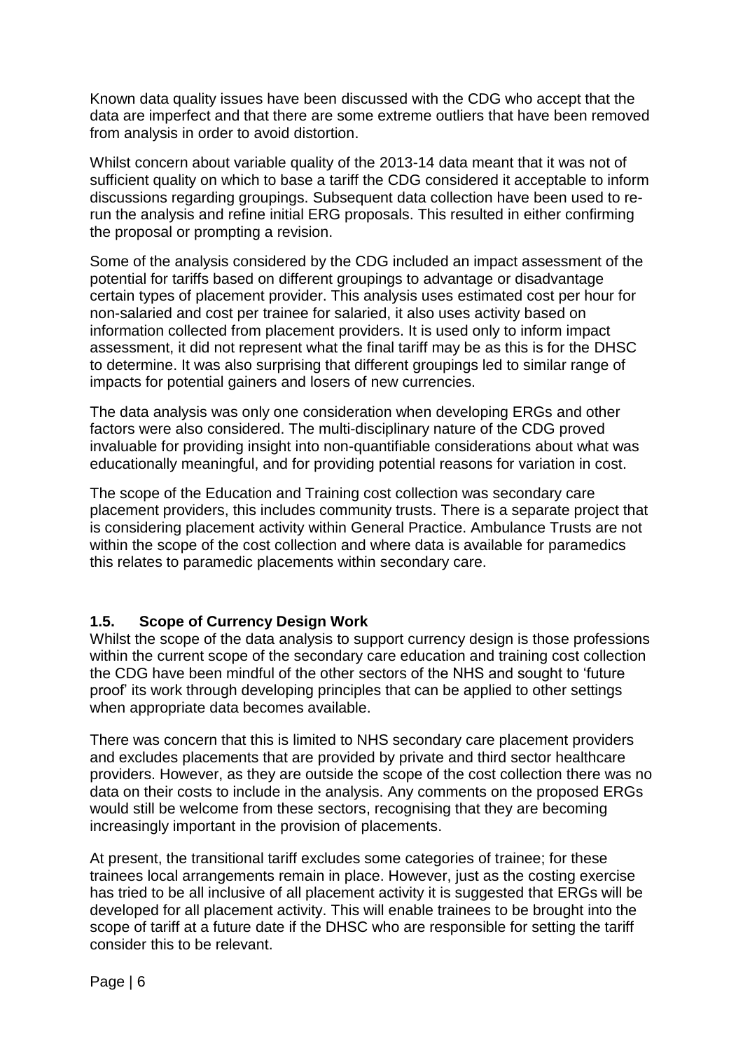Known data quality issues have been discussed with the CDG who accept that the data are imperfect and that there are some extreme outliers that have been removed from analysis in order to avoid distortion.

Whilst concern about variable quality of the 2013-14 data meant that it was not of sufficient quality on which to base a tariff the CDG considered it acceptable to inform discussions regarding groupings. Subsequent data collection have been used to re-run the analysis and refine initial ERG proposals. This resulted in either confirming the proposal or prompting a revision.

Some of the analysis considered by the CDG included an impact assessment of the potential for tariffs based on different groupings to advantage or disadvantage certain types of placement provider. This analysis uses estimated cost per hour for non-salaried and cost per trainee for salaried, it also uses activity based on information collected from placement providers. It is used only to inform impact assessment, it did not represent what the final tariff may be as this is for the DHSC to determine. It was also surprising that different groupings led to similar range of impacts for potential gainers and losers of new currencies.

The data analysis was only one consideration when developing ERGs and other factors were also considered. The multi-disciplinary nature of the CDG proved invaluable for providing insight into non-quantifiable considerations about what was educationally meaningful, and for providing potential reasons for variation in cost.

The scope of the Education and Training cost collection was secondary care placement providers, this includes community trusts. There is a separate project that is considering placement activity within General Practice. Ambulance Trusts are not within the scope of the cost collection and where data is available for paramedics this relates to paramedic placements within secondary care.

### 1.5. Scope of Currency Design Work

Whilst the scope of the data analysis to support currency design is those professions within the current scope of the secondary care education and training cost collection the CDG have been mindful of the other sectors of the NHS and sought to 'future proof' its work through developing principles that can be applied to other settings when appropriate data becomes available.

There was concern that this is limited to NHS secondary care placement providers and excludes placements that are provided by private and third sector healthcare providers. However, as they are outside the scope of the cost collection there was no data on their costs to include in the analysis. Any comments on the proposed ERGs would still be welcome from these sectors, recognising that they are becoming increasingly important in the provision of placements.

At present, the transitional tariff excludes some categories of trainee; for these trainees local arrangements remain in place. However, just as the costing exercise has tried to be all inclusive of all placement activity it is suggested that ERGs will be developed for all placement activity. This will enable trainees to be brought into the scope of tariff at a future date if the DHSC who are responsible for setting the tariff consider this to be relevant.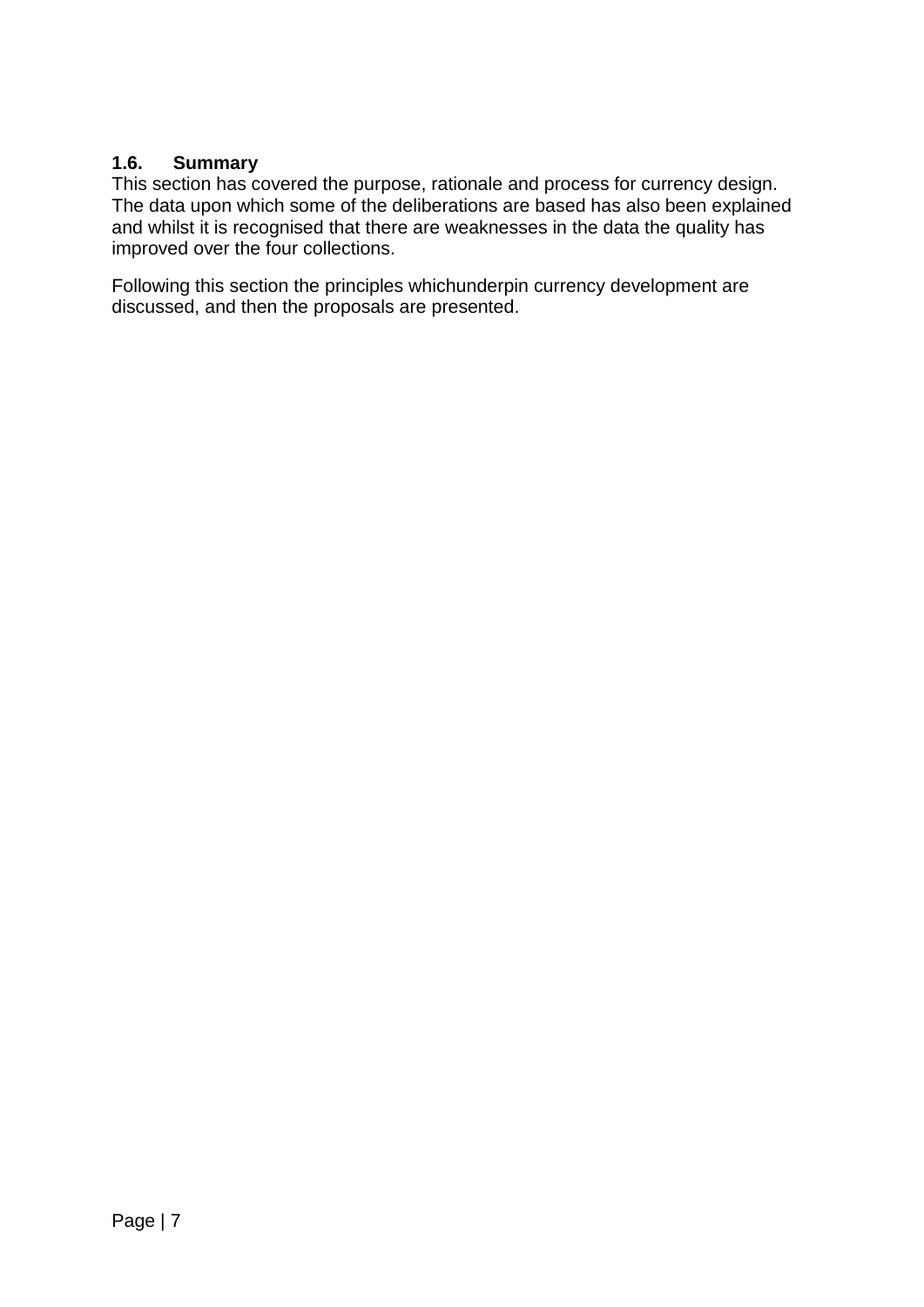### 1.6. Summary

This section has covered the purpose, rationale and process for currency design. The data upon which some of the deliberations are based has also been explained and whilst it is recognised that there are weaknesses in the data the quality has improved over the four collections.

Following this section the principles whichunderpin currency development are discussed, and then the proposals are presented.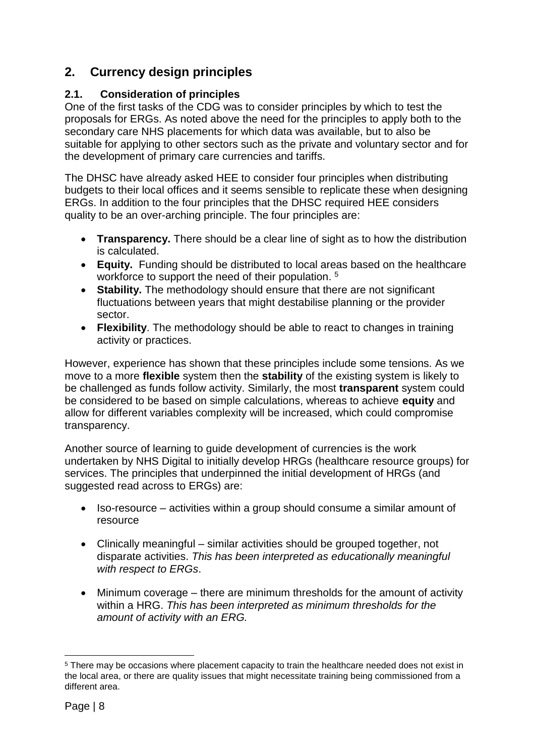## 2. Currency design principles

### 2.1. Consideration of principles

One of the first tasks of the CDG was to consider principles by which to test the proposals for ERGs. As noted above the need for the principles to apply both to the secondary care NHS placements for which data was available, but to also be suitable for applying to other sectors such as the private and voluntary sector and for the development of primary care currencies and tariffs.

The DHSC have already asked HEE to consider four principles when distributing budgets to their local offices and it seems sensible to replicate these when designing ERGs. In addition to the four principles that the DHSC required HEE considers quality to be an over-arching principle. The four principles are:

- **Transparency.** There should be a clear line of sight as to how the distribution is calculated.
- **Equity.** Funding should be distributed to local areas based on the healthcare workforce to support the need of their population. [5]
- **Stability.** The methodology should ensure that there are not significant fluctuations between years that might destabilise planning or the provider sector.
- **Flexibility**. The methodology should be able to react to changes in training activity or practices.

However, experience has shown that these principles include some tensions. As we move to a more **flexible** system then the **stability** of the existing system is likely to be challenged as funds follow activity. Similarly, the most **transparent** system could be considered to be based on simple calculations, whereas to achieve **equity** and allow for different variables complexity will be increased, which could compromise transparency.

Another source of learning to guide development of currencies is the work undertaken by NHS Digital to initially develop HRGs (healthcare resource groups) for services. The principles that underpinned the initial development of HRGs (and suggested read across to ERGs) are:

- Iso-resource – activities within a group should consume a similar amount of resource
- Clinically meaningful – similar activities should be grouped together, not disparate activities. *This has been interpreted as educationally meaningful with respect to ERGs*.
- Minimum coverage – there are minimum thresholds for the amount of activity within a HRG. *This has been interpreted as minimum thresholds for the amount of activity with an ERG.*

[5] There may be occasions where placement capacity to train the healthcare needed does not exist in the local area, or there are quality issues that might necessitate training being commissioned from a different area.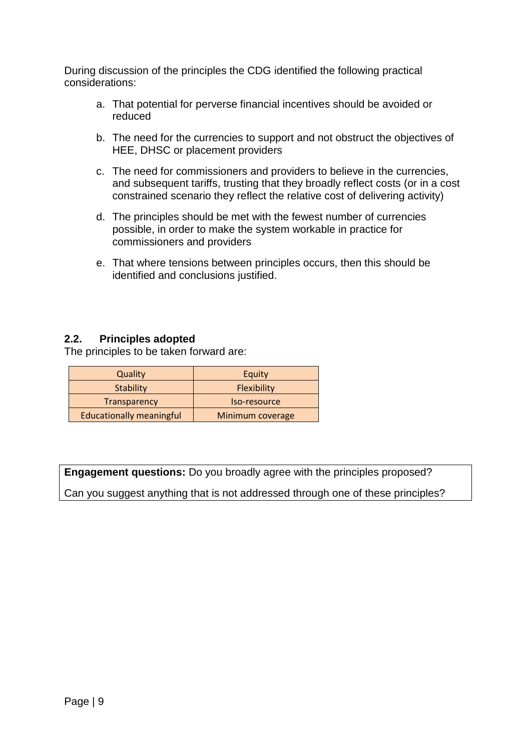During discussion of the principles the CDG identified the following practical considerations:

a. That potential for perverse financial incentives should be avoided or reduced

b. The need for the currencies to support and not obstruct the objectives of HEE, DHSC or placement providers

c. The need for commissioners and providers to believe in the currencies, and subsequent tariffs, trusting that they broadly reflect costs (or in a cost constrained scenario they reflect the relative cost of delivering activity)

d. The principles should be met with the fewest number of currencies possible, in order to make the system workable in practice for commissioners and providers

e. That where tensions between principles occurs, then this should be identified and conclusions justified.

### 2.2. Principles adopted

The principles to be taken forward are:

| | |
|---|---|
| Quality | Equity |
| Stability | Flexibility |
| Transparency | Iso-resource |
| Educationally meaningful | Minimum coverage |

**Engagement questions:** Do you broadly agree with the principles proposed?

Can you suggest anything that is not addressed through one of these principles?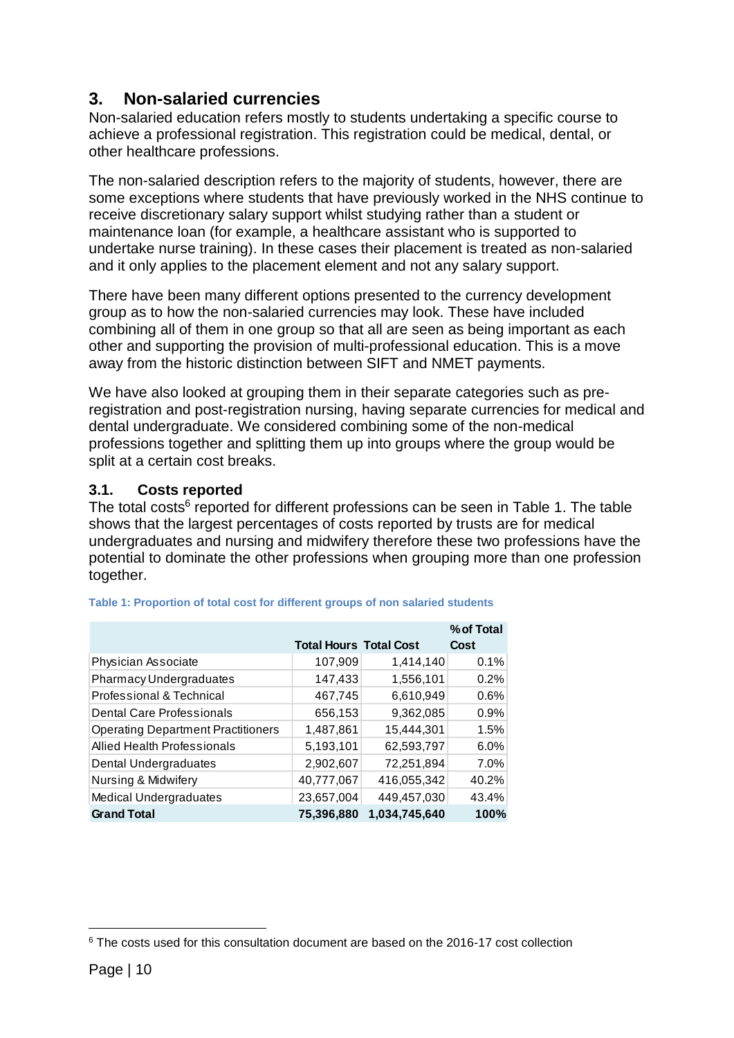## 3. Non-salaried currencies

Non-salaried education refers mostly to students undertaking a specific course to achieve a professional registration. This registration could be medical, dental, or other healthcare professions.

The non-salaried description refers to the majority of students, however, there are some exceptions where students that have previously worked in the NHS continue to receive discretionary salary support whilst studying rather than a student or maintenance loan (for example, a healthcare assistant who is supported to undertake nurse training). In these cases their placement is treated as non-salaried and it only applies to the placement element and not any salary support.

There have been many different options presented to the currency development group as to how the non-salaried currencies may look. These have included combining all of them in one group so that all are seen as being important as each other and supporting the provision of multi-professional education. This is a move away from the historic distinction between SIFT and NMET payments.

We have also looked at grouping them in their separate categories such as pre-registration and post-registration nursing, having separate currencies for medical and dental undergraduate. We considered combining some of the non-medical professions together and splitting them up into groups where the group would be split at a certain cost breaks.

### 3.1. Costs reported

The total costs[6] reported for different professions can be seen in Table 1. The table shows that the largest percentages of costs reported by trusts are for medical undergraduates and nursing and midwifery therefore these two professions have the potential to dominate the other professions when grouping more than one profession together.

**Table 1: Proportion of total cost for different groups of non salaried students**

| | Total Hours | Total Cost | % of Total Cost |
|---|---|---|---|
| Physician Associate | 107,909 | 1,414,140 | 0.1% |
| Pharmacy Undergraduates | 147,433 | 1,556,101 | 0.2% |
| Professional & Technical | 467,745 | 6,610,949 | 0.6% |
| Dental Care Professionals | 656,153 | 9,362,085 | 0.9% |
| Operating Department Practitioners | 1,487,861 | 15,444,301 | 1.5% |
| Allied Health Professionals | 5,193,101 | 62,593,797 | 6.0% |
| Dental Undergraduates | 2,902,607 | 72,251,894 | 7.0% |
| Nursing & Midwifery | 40,777,067 | 416,055,342 | 40.2% |
| Medical Undergraduates | 23,657,004 | 449,457,030 | 43.4% |
| **Grand Total** | **75,396,880** | **1,034,745,640** | **100%** |

[6] The costs used for this consultation document are based on the 2016-17 cost collection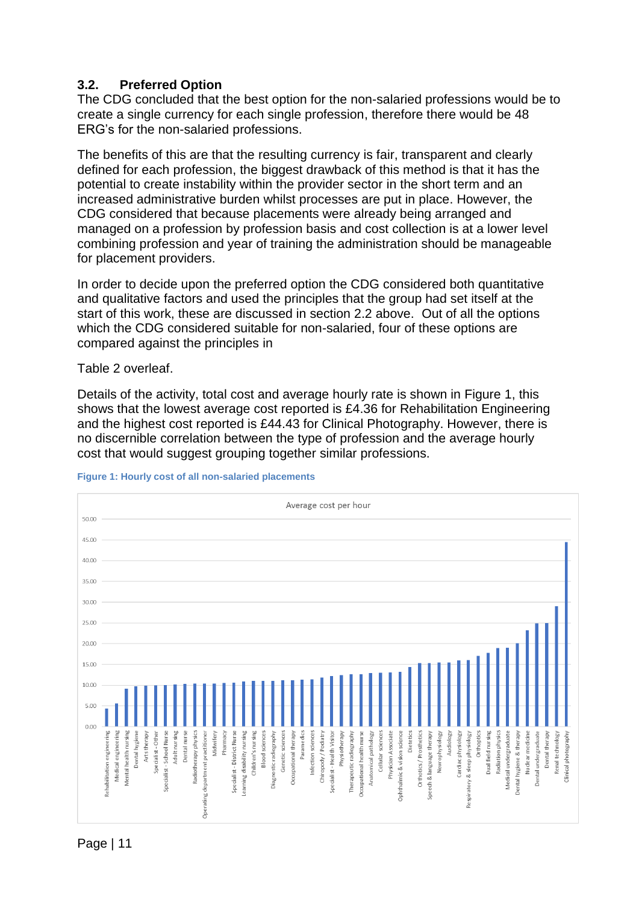### 3.2. Preferred Option

The CDG concluded that the best option for the non-salaried professions would be to create a single currency for each single profession, therefore there would be 48 ERG's for the non-salaried professions.

The benefits of this are that the resulting currency is fair, transparent and clearly defined for each profession, the biggest drawback of this method is that it has the potential to create instability within the provider sector in the short term and an increased administrative burden whilst processes are put in place. However, the CDG considered that because placements were already being arranged and managed on a profession by profession basis and cost collection is at a lower level combining profession and year of training the administration should be manageable for placement providers.

In order to decide upon the preferred option the CDG considered both quantitative and qualitative factors and used the principles that the group had set itself at the start of this work, these are discussed in section 2.2 above. Out of all the options which the CDG considered suitable for non-salaried, four of these options are compared against the principles in

Table 2 overleaf.

Details of the activity, total cost and average hourly rate is shown in Figure 1, this shows that the lowest average cost reported is £4.36 for Rehabilitation Engineering and the highest cost reported is £44.43 for Clinical Photography. However, there is no discernible correlation between the type of profession and the average hourly cost that would suggest grouping together similar professions.

**Figure 1: Hourly cost of all non-salaried placements**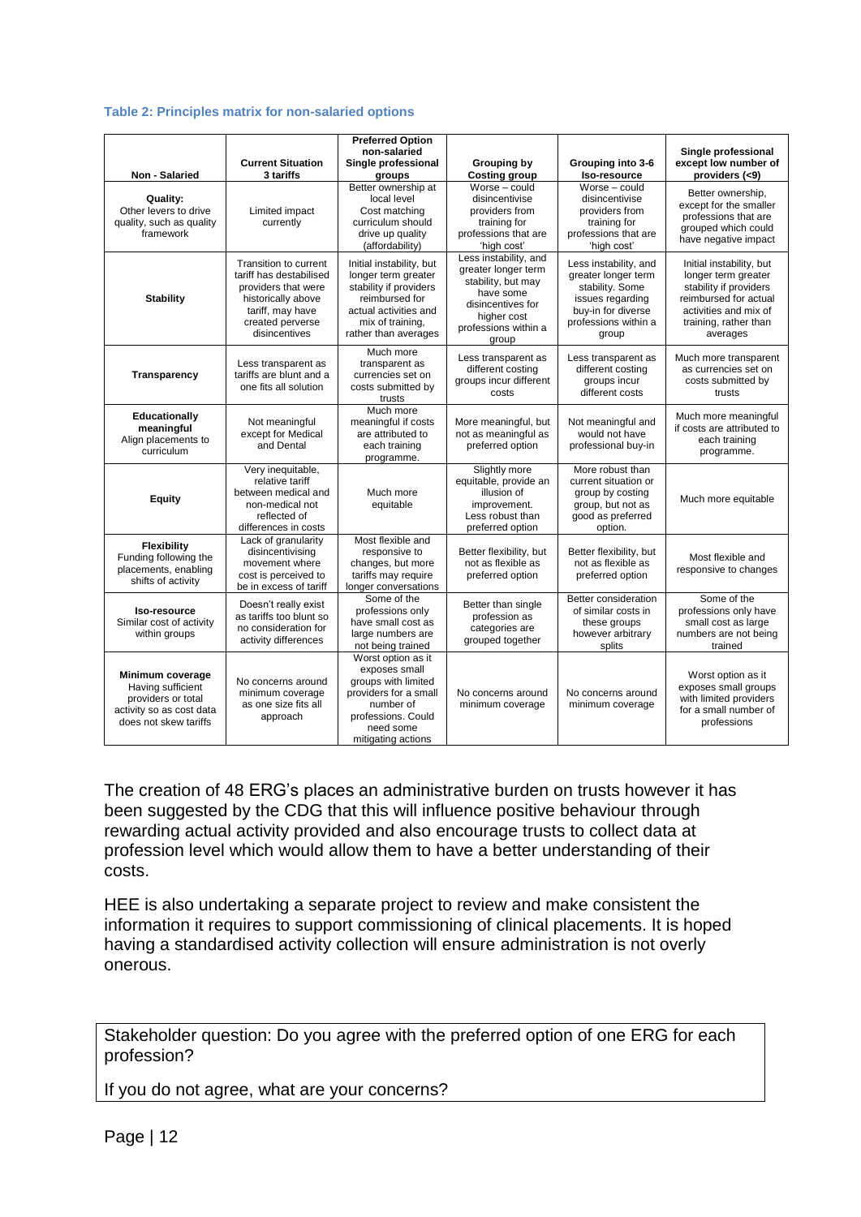**Table 2: Principles matrix for non-salaried options**

| Non - Salaried | Current Situation 3 tariffs | Preferred Option non-salaried Single professional groups | Grouping by Costing group | Grouping into 3-6 Iso-resource | Single professional except low number of providers (<9) |
|---|---|---|---|---|---|
| **Quality:** Other levers to drive quality, such as quality framework | Limited impact currently | Better ownership at local level Cost matching curriculum should drive up quality (affordability) | Worse – could disincentivise providers from training for professions that are 'high cost' | Worse – could disincentivise providers from training for professions that are 'high cost' | Better ownership, except for the smaller professions that are grouped which could have negative impact |
| **Stability** | Transition to current tariff has destabilised providers that were historically above tariff, may have created perverse disincentives | Initial instability, but longer term greater stability if providers reimbursed for actual activities and mix of training, rather than averages | Less instability, and greater longer term stability, but may have some disincentives for higher cost professions within a group | Less instability, and greater longer term stability. Some issues regarding buy-in for diverse professions within a group | Initial instability, but longer term greater stability if providers reimbursed for actual activities and mix of training, rather than averages |
| **Transparency** | Less transparent as tariffs are blunt and a one fits all solution | Much more transparent as currencies set on costs submitted by trusts | Less transparent as different costing groups incur different costs | Less transparent as different costing groups incur different costs | Much more transparent as currencies set on costs submitted by trusts |
| **Educationally meaningful** Align placements to curriculum | Not meaningful except for Medical and Dental | Much more meaningful if costs are attributed to each training programme. | More meaningful, but not as meaningful as preferred option | Not meaningful and would not have professional buy-in | Much more meaningful if costs are attributed to each training programme. |
| **Equity** | Very inequitable, relative tariff between medical and non-medical not reflected of differences in costs | Much more equitable | Slightly more equitable, provide an illusion of improvement. Less robust than preferred option | More robust than current situation or group by costing group, but not as good as preferred option. | Much more equitable |
| **Flexibility** Funding following the placements, enabling shifts of activity | Lack of granularity disincentivising movement where cost is perceived to be in excess of tariff | Most flexible and responsive to changes, but more tariffs may require longer conversations | Better flexibility, but not as flexible as preferred option | Better flexibility, but not as flexible as preferred option | Most flexible and responsive to changes |
| **Iso-resource** Similar cost of activity within groups | Doesn't really exist as tariffs too blunt so no consideration for activity differences | Some of the professions only have small cost as large numbers are not being trained | Better than single profession as categories are grouped together | Better consideration of similar costs in these groups however arbitrary splits | Some of the professions only have small cost as large numbers are not being trained |
| **Minimum coverage** Having sufficient providers or total activity so as cost data does not skew tariffs | No concerns around minimum coverage as one size fits all approach | Worst option as it exposes small groups with limited providers for a small number of professions. Could need some mitigating actions | No concerns around minimum coverage | No concerns around minimum coverage | Worst option as it exposes small groups with limited providers for a small number of professions |

The creation of 48 ERG's places an administrative burden on trusts however it has been suggested by the CDG that this will influence positive behaviour through rewarding actual activity provided and also encourage trusts to collect data at profession level which would allow them to have a better understanding of their costs.

HEE is also undertaking a separate project to review and make consistent the information it requires to support commissioning of clinical placements. It is hoped having a standardised activity collection will ensure administration is not overly onerous.

Stakeholder question: Do you agree with the preferred option of one ERG for each profession?

If you do not agree, what are your concerns?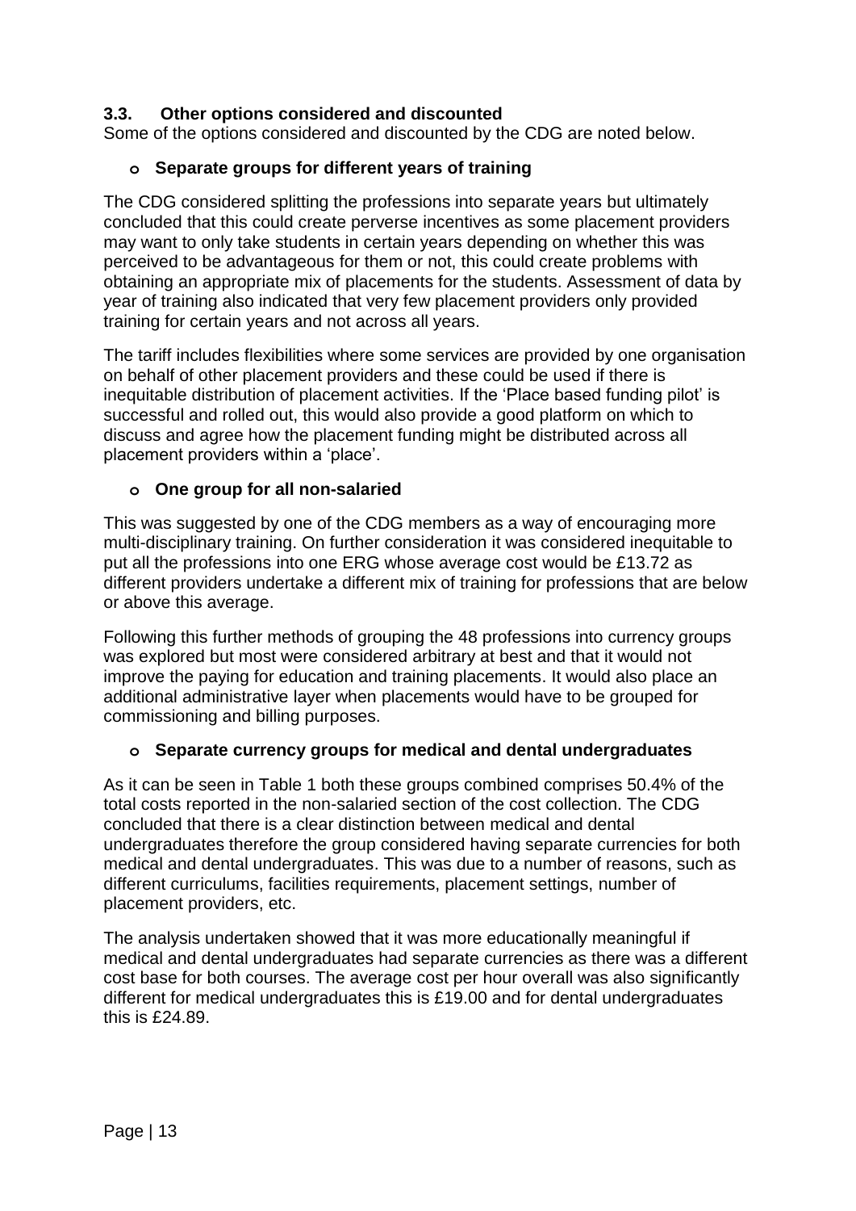### 3.3. Other options considered and discounted

Some of the options considered and discounted by the CDG are noted below.

- **Separate groups for different years of training**

The CDG considered splitting the professions into separate years but ultimately concluded that this could create perverse incentives as some placement providers may want to only take students in certain years depending on whether this was perceived to be advantageous for them or not, this could create problems with obtaining an appropriate mix of placements for the students. Assessment of data by year of training also indicated that very few placement providers only provided training for certain years and not across all years.

The tariff includes flexibilities where some services are provided by one organisation on behalf of other placement providers and these could be used if there is inequitable distribution of placement activities. If the 'Place based funding pilot' is successful and rolled out, this would also provide a good platform on which to discuss and agree how the placement funding might be distributed across all placement providers within a 'place'.

- **One group for all non-salaried**

This was suggested by one of the CDG members as a way of encouraging more multi-disciplinary training. On further consideration it was considered inequitable to put all the professions into one ERG whose average cost would be £13.72 as different providers undertake a different mix of training for professions that are below or above this average.

Following this further methods of grouping the 48 professions into currency groups was explored but most were considered arbitrary at best and that it would not improve the paying for education and training placements. It would also place an additional administrative layer when placements would have to be grouped for commissioning and billing purposes.

- **Separate currency groups for medical and dental undergraduates**

As it can be seen in Table 1 both these groups combined comprises 50.4% of the total costs reported in the non-salaried section of the cost collection. The CDG concluded that there is a clear distinction between medical and dental undergraduates therefore the group considered having separate currencies for both medical and dental undergraduates. This was due to a number of reasons, such as different curriculums, facilities requirements, placement settings, number of placement providers, etc.

The analysis undertaken showed that it was more educationally meaningful if medical and dental undergraduates had separate currencies as there was a different cost base for both courses. The average cost per hour overall was also significantly different for medical undergraduates this is £19.00 and for dental undergraduates this is £24.89.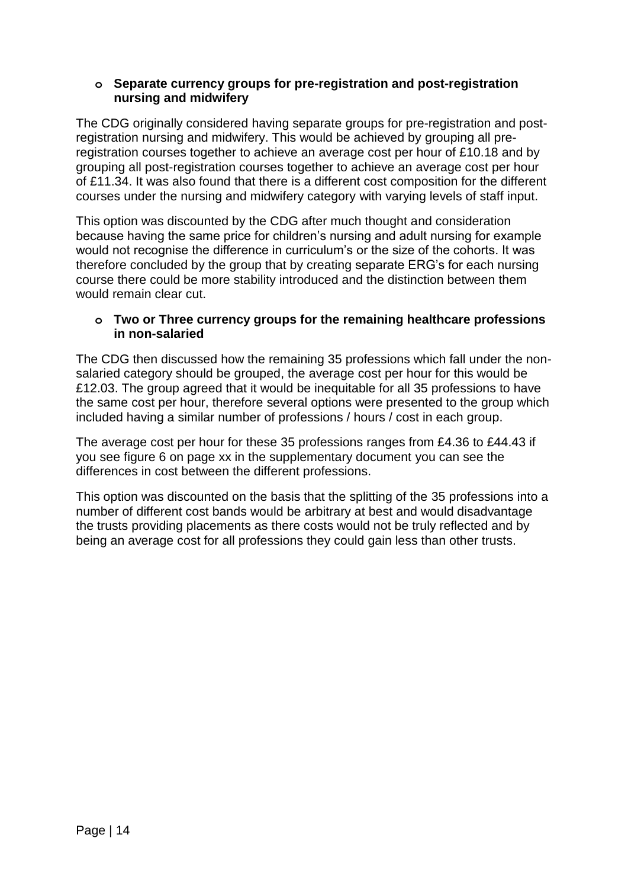- **Separate currency groups for pre-registration and post-registration nursing and midwifery**

The CDG originally considered having separate groups for pre-registration and post-registration nursing and midwifery. This would be achieved by grouping all pre-registration courses together to achieve an average cost per hour of £10.18 and by grouping all post-registration courses together to achieve an average cost per hour of £11.34. It was also found that there is a different cost composition for the different courses under the nursing and midwifery category with varying levels of staff input.

This option was discounted by the CDG after much thought and consideration because having the same price for children's nursing and adult nursing for example would not recognise the difference in curriculum's or the size of the cohorts. It was therefore concluded by the group that by creating separate ERG's for each nursing course there could be more stability introduced and the distinction between them would remain clear cut.

- **Two or Three currency groups for the remaining healthcare professions in non-salaried**

The CDG then discussed how the remaining 35 professions which fall under the non-salaried category should be grouped, the average cost per hour for this would be £12.03. The group agreed that it would be inequitable for all 35 professions to have the same cost per hour, therefore several options were presented to the group which included having a similar number of professions / hours / cost in each group.

The average cost per hour for these 35 professions ranges from £4.36 to £44.43 if you see figure 6 on page xx in the supplementary document you can see the differences in cost between the different professions.

This option was discounted on the basis that the splitting of the 35 professions into a number of different cost bands would be arbitrary at best and would disadvantage the trusts providing placements as there costs would not be truly reflected and by being an average cost for all professions they could gain less than other trusts.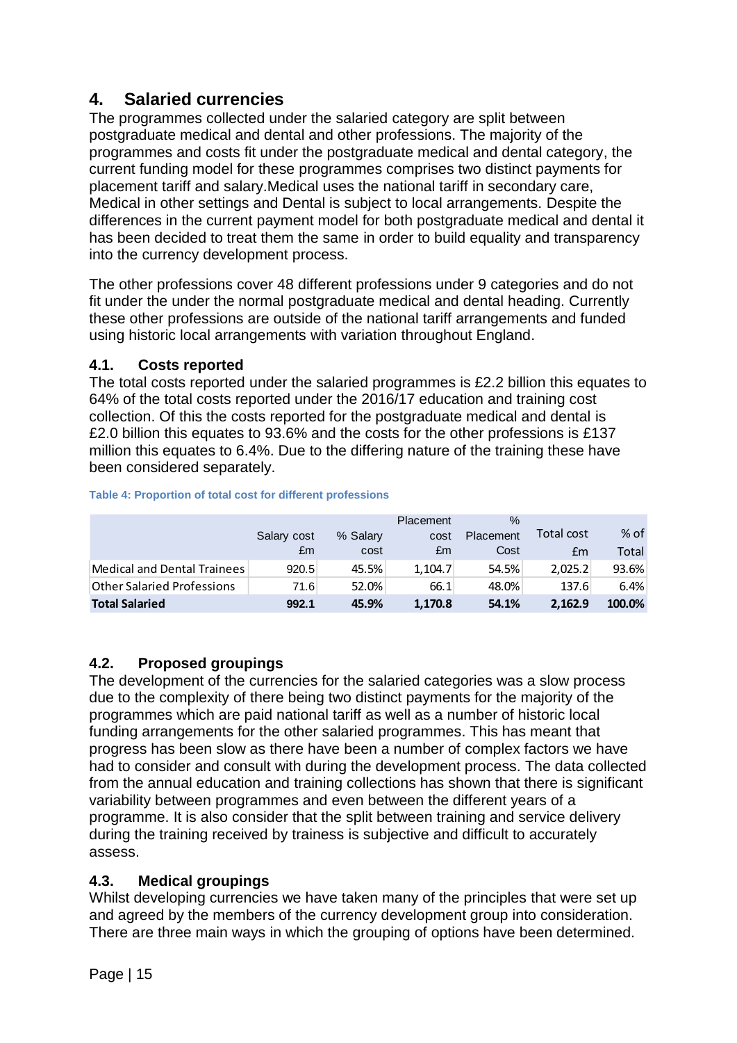## 4. Salaried currencies

The programmes collected under the salaried category are split between postgraduate medical and dental and other professions. The majority of the programmes and costs fit under the postgraduate medical and dental category, the current funding model for these programmes comprises two distinct payments for placement tariff and salary.Medical uses the national tariff in secondary care, Medical in other settings and Dental is subject to local arrangements. Despite the differences in the current payment model for both postgraduate medical and dental it has been decided to treat them the same in order to build equality and transparency into the currency development process.

The other professions cover 48 different professions under 9 categories and do not fit under the under the normal postgraduate medical and dental heading. Currently these other professions are outside of the national tariff arrangements and funded using historic local arrangements with variation throughout England.

### 4.1. Costs reported

The total costs reported under the salaried programmes is £2.2 billion this equates to 64% of the total costs reported under the 2016/17 education and training cost collection. Of this the costs reported for the postgraduate medical and dental is £2.0 billion this equates to 93.6% and the costs for the other professions is £137 million this equates to 6.4%. Due to the differing nature of the training these have been considered separately.

**Table 4: Proportion of total cost for different professions**

| | Salary cost £m | % Salary cost | Placement cost £m | % Placement Cost | Total cost £m | % of Total |
|---|---|---|---|---|---|---|
| Medical and Dental Trainees | 920.5 | 45.5% | 1,104.7 | 54.5% | 2,025.2 | 93.6% |
| Other Salaried Professions | 71.6 | 52.0% | 66.1 | 48.0% | 137.6 | 6.4% |
| **Total Salaried** | **992.1** | **45.9%** | **1,170.8** | **54.1%** | **2,162.9** | **100.0%** |

### 4.2. Proposed groupings

The development of the currencies for the salaried categories was a slow process due to the complexity of there being two distinct payments for the majority of the programmes which are paid national tariff as well as a number of historic local funding arrangements for the other salaried programmes. This has meant that progress has been slow as there have been a number of complex factors we have had to consider and consult with during the development process. The data collected from the annual education and training collections has shown that there is significant variability between programmes and even between the different years of a programme. It is also consider that the split between training and service delivery during the training received by trainess is subjective and difficult to accurately assess.

### 4.3. Medical groupings

Whilst developing currencies we have taken many of the principles that were set up and agreed by the members of the currency development group into consideration. There are three main ways in which the grouping of options have been determined.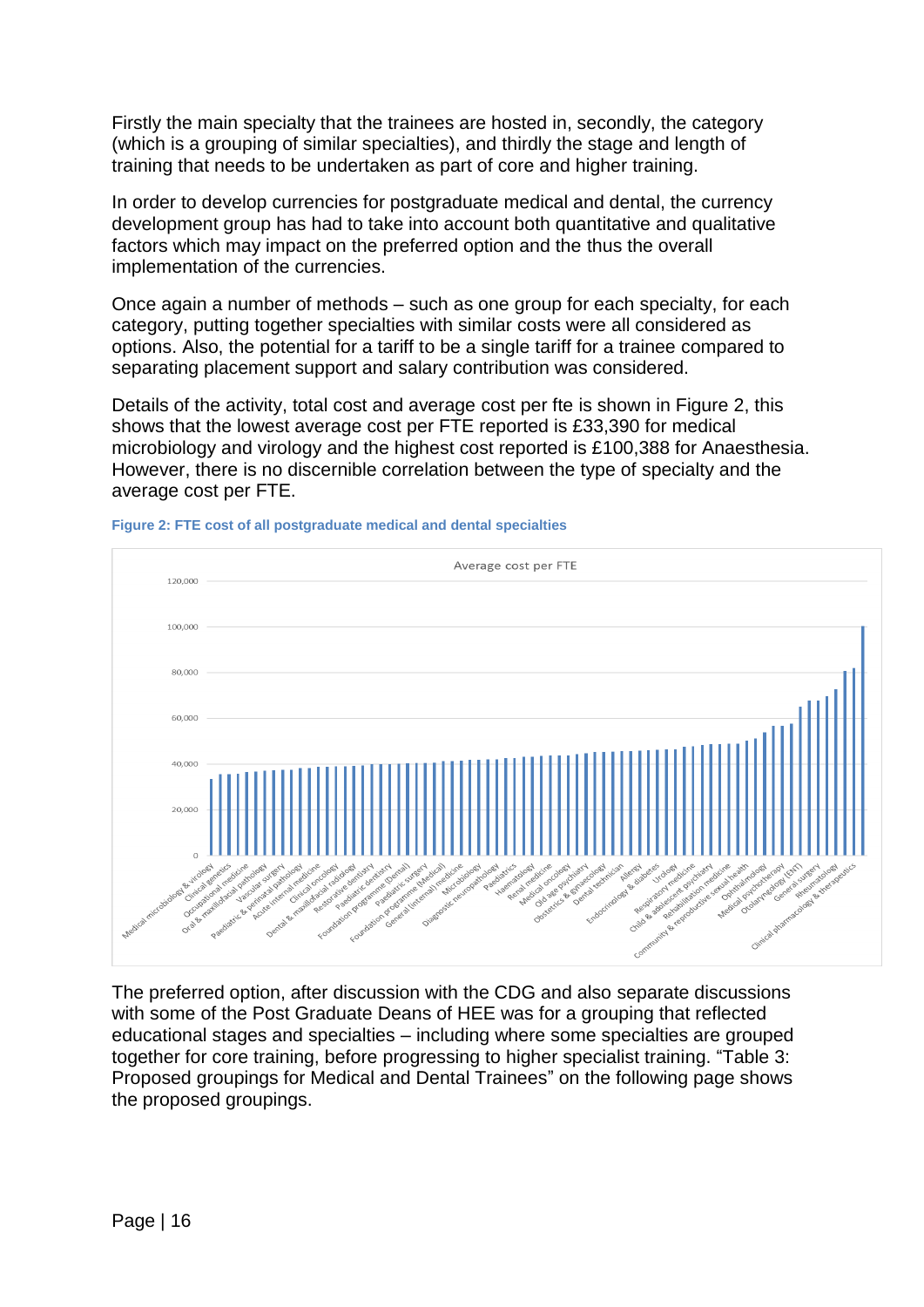Firstly the main specialty that the trainees are hosted in, secondly, the category (which is a grouping of similar specialties), and thirdly the stage and length of training that needs to be undertaken as part of core and higher training.

In order to develop currencies for postgraduate medical and dental, the currency development group has had to take into account both quantitative and qualitative factors which may impact on the preferred option and the thus the overall implementation of the currencies.

Once again a number of methods – such as one group for each specialty, for each category, putting together specialties with similar costs were all considered as options. Also, the potential for a tariff to be a single tariff for a trainee compared to separating placement support and salary contribution was considered.

Details of the activity, total cost and average cost per fte is shown in Figure 2, this shows that the lowest average cost per FTE reported is £33,390 for medical microbiology and virology and the highest cost reported is £100,388 for Anaesthesia. However, there is no discernible correlation between the type of specialty and the average cost per FTE.

**Figure 2: FTE cost of all postgraduate medical and dental specialties**

The preferred option, after discussion with the CDG and also separate discussions with some of the Post Graduate Deans of HEE was for a grouping that reflected educational stages and specialties – including where some specialties are grouped together for core training, before progressing to higher specialist training. "Table 3: Proposed groupings for Medical and Dental Trainees" on the following page shows the proposed groupings.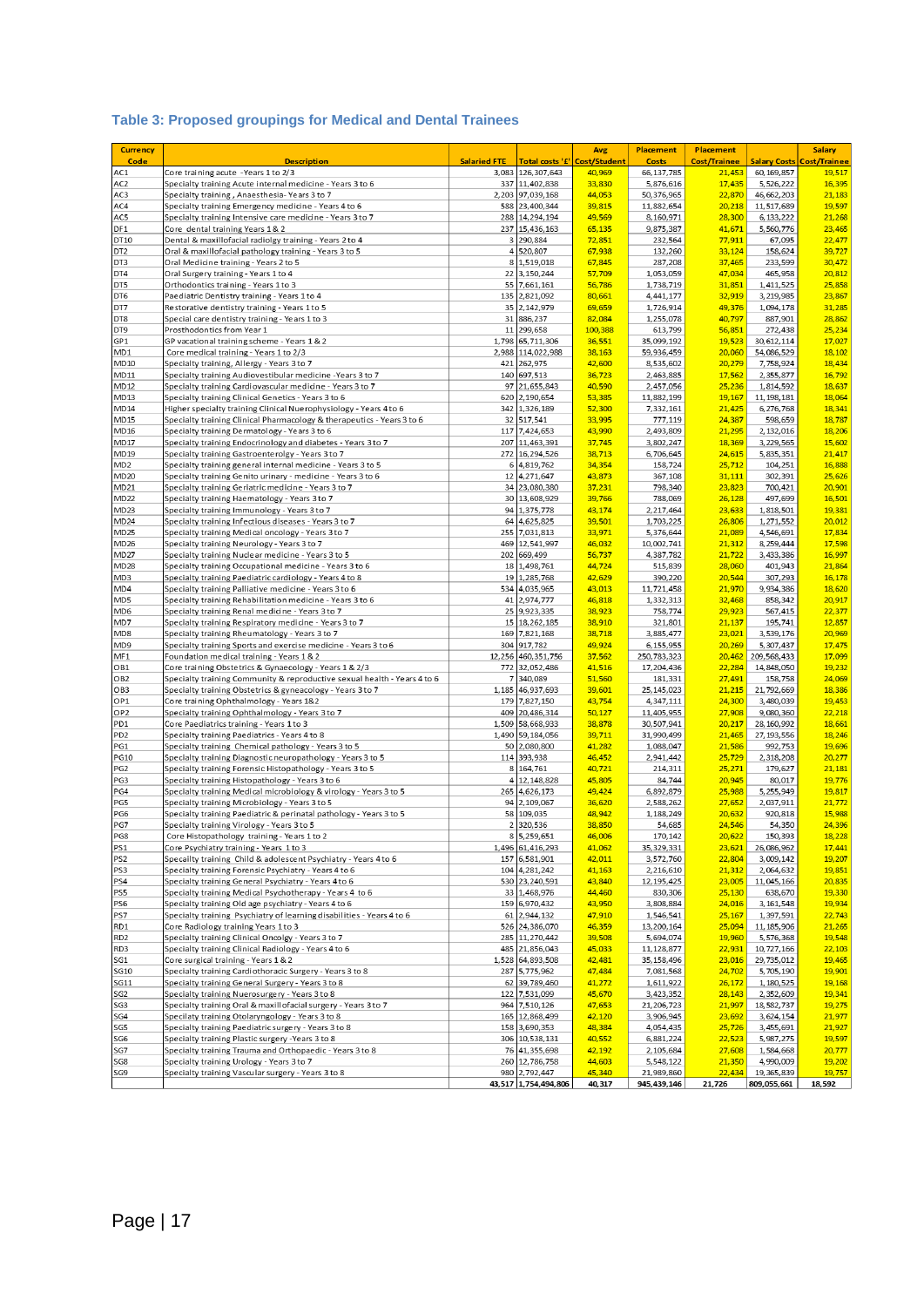### Table 3: Proposed groupings for Medical and Dental Trainees

| Currency Code | Description | Salaried FTE | Total costs '£' | Avg Cost/Student | Placement Costs | Placement Cost/Trainee | Salary Costs | Salary Cost/Trainee |
|---|---|---|---|---|---|---|---|---|
| AC1 | Core training acute - Years 1 to 2/3 | 3,083 | 126,307,643 | 40,969 | 66,137,785 | 21,453 | 60,169,857 | 19,517 |
| AC2 | Specialty training Acute internal medicine - Years 3 to 6 | 337 | 11,402,838 | 33,830 | 5,876,616 | 17,435 | 5,526,222 | 16,395 |
| AC3 | Specialty training , Anaesthesia- Years 3 to 7 | 2,203 | 97,039,168 | 44,053 | 50,376,965 | 22,870 | 46,662,203 | 21,183 |
| AC4 | Specialty training Emergency medicine - Years 4 to 6 | 588 | 23,400,344 | 39,815 | 11,882,654 | 20,218 | 11,517,689 | 19,597 |
| AC5 | Specialty training Intensive care medicine - Years 3 to 7 | 288 | 14,294,194 | 49,569 | 8,160,971 | 28,300 | 6,133,222 | 21,268 |
| DF1 | Core dental training Years 1 & 2 | 237 | 15,436,163 | 65,135 | 9,875,387 | 41,671 | 5,560,776 | 23,465 |
| DT10 | Dental & maxillofacial radiology training - Years 2 to 4 | 3 | 290,884 | 72,851 | 232,564 | 77,911 | 67,095 | 22,477 |
| DT2 | Oral & maxillofacial pathology training - Years 3 to 5 | 4 | 520,807 | 67,938 | 132,260 | 33,124 | 158,624 | 39,727 |
| DT3 | Oral Medicine training - Years 2 to 5 | 8 | 1,519,018 | 67,845 | 287,208 | 37,465 | 233,599 | 30,472 |
| DT4 | Oral Surgery training - Years 1 to 4 | 22 | 3,150,244 | 57,709 | 1,053,059 | 47,034 | 465,958 | 20,812 |
| DT5 | Orthodontics training - Years 1 to 3 | 55 | 7,661,161 | 56,786 | 1,738,719 | 31,851 | 1,411,525 | 25,858 |
| DT6 | Paediatric Dentistry training - Years 1 to 4 | 135 | 2,821,092 | 80,661 | 4,441,177 | 32,919 | 3,219,985 | 23,867 |
| DT7 | Restorative dentistry training - Years 1 to 5 | 35 | 2,142,979 | 69,659 | 1,726,914 | 49,376 | 1,094,178 | 31,285 |
| DT8 | Special care dentistry training - Years 1 to 3 | 31 | 886,237 | 82,084 | 1,255,078 | 40,797 | 887,901 | 28,862 |
| DT9 | Prosthodontics from Year 1 | 11 | 299,658 | 100,388 | 613,799 | 56,851 | 272,438 | 25,234 |
| GP1 | GP vocational training scheme - Years 1 & 2 | 1,798 | 65,711,306 | 36,551 | 35,099,192 | 19,523 | 30,612,114 | 17,027 |
| MD1 | Core medical training - Years 1 to 2/3 | 2,988 | 114,022,988 | 38,163 | 59,936,459 | 20,060 | 54,086,529 | 18,102 |
| MD10 | Specialty training, Allergy - Years 3 to 7 | 421 | 262,975 | 42,600 | 8,535,602 | 20,279 | 7,758,924 | 18,434 |
| MD11 | Specialty training Audiovestibular medicine -Years 3 to 7 | 140 | 697,513 | 36,723 | 2,463,885 | 17,562 | 2,355,877 | 16,792 |
| MD12 | Specialty training Cardiovascular medicine - Years 3 to 7 | 97 | 21,655,843 | 40,590 | 2,457,056 | 25,236 | 1,814,592 | 18,637 |
| MD13 | Specialty training Clinical Genetics - Years 3 to 6 | 620 | 2,190,654 | 53,385 | 11,882,199 | 19,167 | 11,198,181 | 18,064 |
| MD14 | Higher specialty training Clinical Nuerophysiology - Years 4 to 6 | 342 | 1,326,189 | 52,300 | 7,332,161 | 21,425 | 6,276,768 | 18,341 |
| MD15 | Specialty training Clinical Pharmacology & therapeutics - Years 3 to 6 | 32 | 517,541 | 33,995 | 777,119 | 24,387 | 598,659 | 18,787 |
| MD16 | Specialty training Dermatology - Years 3 to 6 | 117 | 7,424,653 | 43,990 | 2,493,809 | 21,295 | 2,132,016 | 18,206 |
| MD17 | Specialty training Endocrinology and diabetes - Years 3 to 7 | 207 | 11,463,391 | 37,745 | 3,802,247 | 18,369 | 3,229,565 | 15,602 |
| MD19 | Specialty training Gastroenterolgy - Years 3 to 7 | 272 | 16,294,526 | 38,713 | 6,706,645 | 24,615 | 5,835,351 | 21,417 |
| MD2 | Specialty training general internal medicine - Years 3 to 5 | 6 | 4,819,762 | 34,354 | 158,724 | 25,712 | 104,251 | 16,888 |
| MD20 | Specialty training Genito urinary - medicine - Years 3 to 6 | 12 | 4,271,647 | 43,873 | 367,108 | 31,111 | 302,391 | 25,626 |
| MD21 | Specialty training Geriatric medicine - Years 3 to 7 | 34 | 23,080,380 | 37,231 | 798,340 | 23,823 | 700,421 | 20,901 |
| MD22 | Specialty training Haematology - Years 3 to 7 | 30 | 13,608,929 | 39,766 | 788,069 | 26,128 | 497,699 | 16,501 |
| MD23 | Specialty training Immunology - Years 3 to 7 | 94 | 1,375,778 | 43,174 | 2,217,464 | 23,633 | 1,818,501 | 19,381 |
| MD24 | Specialty training Infectious diseases - Years 3 to 7 | 64 | 4,625,825 | 39,501 | 1,703,225 | 26,806 | 1,271,552 | 20,012 |
| MD25 | Specialty training Medical oncology - Years 3 to 7 | 255 | 7,031,813 | 33,971 | 5,376,644 | 21,089 | 4,546,691 | 17,834 |
| MD26 | Specialty training Neurology - Years 3 to 7 | 469 | 12,541,997 | 46,032 | 10,002,741 | 21,312 | 8,259,444 | 17,598 |
| MD27 | Specialty training Nuclear medicine - Years 3 to 5 | 202 | 669,499 | 56,737 | 4,387,782 | 21,722 | 3,433,386 | 16,997 |
| MD28 | Specialty training Occupational medicine - Years 3 to 6 | 18 | 1,498,761 | 44,724 | 515,839 | 28,060 | 401,943 | 21,864 |
| MD3 | Specialty training Paediatric cardiology - Years 4 to 8 | 19 | 1,285,768 | 42,629 | 390,220 | 20,544 | 307,293 | 16,178 |
| MD4 | Specialty training Palliative medicine - Years 3 to 6 | 534 | 4,035,965 | 43,013 | 11,721,458 | 21,970 | 9,934,386 | 18,620 |
| MD5 | Specialty training Rehabilitation medicine - Years 3 to 6 | 41 | 2,974,777 | 46,818 | 1,332,313 | 32,468 | 858,342 | 20,917 |
| MD6 | Specialty training Renal medicine - Years 3 to 7 | 25 | 9,923,335 | 38,923 | 758,774 | 29,923 | 567,415 | 22,377 |
| MD7 | Specialty training Respiratory medicine - Years 3 to 7 | 15 | 18,262,185 | 38,910 | 321,801 | 21,137 | 195,741 | 12,857 |
| MD8 | Specialty training Rheumatology - Years 3 to 7 | 169 | 7,821,168 | 38,718 | 3,885,477 | 23,021 | 3,539,176 | 20,969 |
| MD9 | Specialty training Sports and exercise medicine - Years 3 to 6 | 304 | 917,782 | 49,924 | 6,155,955 | 20,269 | 5,307,437 | 17,475 |
| MF1 | Foundation medical training - Years 1 & 2 | 12,256 | 460,351,756 | 37,562 | 250,783,323 | 20,462 | 209,568,433 | 17,099 |
| OB1 | Core training Obstetrics & Gynaecology - Years 1 & 2/3 | 772 | 32,052,486 | 41,516 | 17,204,436 | 22,284 | 14,848,050 | 19,232 |
| OB2 | Specialty training Community & reproductive sexual health - Years 4 to 6 | 7 | 340,089 | 51,560 | 181,331 | 27,491 | 158,758 | 24,069 |
| OB3 | Specialty training Obstetrics & gyneacology - Years 3 to 7 | 1,185 | 46,937,693 | 39,601 | 25,145,023 | 21,215 | 21,792,669 | 18,386 |
| OP1 | Core training Ophthalmology - Years 1&2 | 179 | 7,827,150 | 43,754 | 4,347,111 | 24,300 | 3,480,039 | 19,453 |
| OP2 | Specialty training Ophthalmology - Years 3 to 7 | 409 | 20,486,314 | 50,127 | 11,405,955 | 27,908 | 9,080,360 | 22,218 |
| PD1 | Core Paediatrics training - Years 1 to 3 | 1,509 | 58,668,933 | 38,878 | 30,507,941 | 20,217 | 28,160,992 | 18,661 |
| PD2 | Specialty training Paediatrics - Years 4 to 8 | 1,490 | 59,184,056 | 39,711 | 31,990,499 | 21,465 | 27,193,556 | 18,246 |
| PG1 | Specialty training Chemical pathology - Years 3 to 5 | 50 | 2,080,800 | 41,282 | 1,088,047 | 21,586 | 992,753 | 19,696 |
| PG10 | Specialty training Diagnostic neuropathology - Years 3 to 5 | 114 | 393,938 | 46,452 | 2,941,442 | 25,729 | 2,318,208 | 20,277 |
| PG2 | Specialty training Forensic Histopathology - Years 3 to 5 | 8 | 164,761 | 40,721 | 214,311 | 25,271 | 179,627 | 21,181 |
| PG3 | Specialty training Histopathology - Years 3 to 6 | 4 | 12,148,828 | 45,805 | 84,744 | 20,945 | 80,017 | 19,776 |
| PG4 | Specialty training Medical microbiology & virology - Years 3 to 5 | 265 | 4,626,173 | 49,424 | 6,892,879 | 25,988 | 5,255,949 | 19,817 |
| PG5 | Specialty training Microbiology - Years 3 to 5 | 94 | 2,109,067 | 36,620 | 2,588,262 | 27,652 | 2,037,911 | 21,772 |
| PG6 | Specialty training Paediatric & perinatal pathology - Years 3 to 5 | 58 | 109,035 | 48,942 | 1,188,249 | 20,632 | 920,818 | 15,988 |
| PG7 | Specialty training Virology - Years 3 to 5 | 2 | 320,536 | 38,850 | 54,685 | 24,546 | 54,350 | 24,396 |
| PG8 | Core Histopathology training - Years 1 to 2 | 8 | 5,259,651 | 46,006 | 170,142 | 20,622 | 150,393 | 18,228 |
| PS1 | Core Psychiatry training - Years 1 to 3 | 1,496 | 61,416,293 | 41,062 | 35,329,331 | 23,621 | 26,086,962 | 17,441 |
| PS2 | Specialty training Child & adolescent Psychiatry - Years 4 to 6 | 157 | 6,581,901 | 42,011 | 3,572,760 | 22,804 | 3,009,142 | 19,207 |
| PS3 | Specialty training Forensic Psychiatry - Years 4 to 6 | 104 | 4,281,242 | 41,163 | 2,216,610 | 21,312 | 2,064,632 | 19,851 |
| PS4 | Specialty training General Psychiatry - Years 4 to 6 | 530 | 23,240,591 | 43,840 | 12,195,425 | 23,005 | 11,045,166 | 20,835 |
| PS5 | Specialty training Medical Psychotherapy - Years 4 to 6 | 33 | 1,468,976 | 44,460 | 830,306 | 25,130 | 638,670 | 19,330 |
| PS6 | Specialty training Old age psychiatry - Years 4 to 6 | 159 | 6,970,432 | 43,950 | 3,808,884 | 24,016 | 3,161,548 | 19,934 |
| PS7 | Specialty training Psychiatry of learning disabilities - Years 4 to 6 | 61 | 2,944,132 | 47,910 | 1,546,541 | 25,167 | 1,397,591 | 22,743 |
| RD1 | Core Radiology training Years 1 to 3 | 526 | 24,386,070 | 46,359 | 13,200,164 | 25,094 | 11,185,906 | 21,265 |
| RD2 | Specialty training Clinical Oncolgy - Years 3 to 7 | 285 | 11,270,442 | 39,508 | 5,694,074 | 19,960 | 5,576,368 | 19,548 |
| RD3 | Specialty training Clinical Radiology - Years 4 to 6 | 485 | 21,856,043 | 45,033 | 11,128,877 | 22,931 | 10,727,166 | 22,103 |
| SG1 | Core surgical training - Years 1 & 2 | 1,528 | 64,893,508 | 42,481 | 35,158,496 | 23,016 | 29,735,012 | 19,465 |
| SG10 | Specialty training Cardiothoracic Surgery - Years 3 to 8 | 287 | 5,775,962 | 47,484 | 7,081,568 | 24,702 | 5,705,190 | 19,901 |
| SG11 | Specialty training General Surgery - Years 3 to 8 | 62 | 39,789,460 | 41,272 | 1,611,922 | 26,172 | 1,180,525 | 19,168 |
| SG2 | Specialty training Nuerosurgery - Years 3 to 8 | 122 | 7,531,099 | 45,670 | 3,423,352 | 28,143 | 2,352,609 | 19,341 |
| SG3 | Specialty training Oral & maxillofacial surgery - Years 3 to 7 | 964 | 7,510,126 | 47,653 | 21,206,723 | 21,997 | 18,582,737 | 19,275 |
| SG4 | Specialty training Otolaryngology - Years 3 to 8 | 165 | 12,868,499 | 42,120 | 3,906,945 | 23,692 | 3,624,154 | 21,977 |
| SG5 | Specialty training Paediatric surgery - Years 3 to 8 | 158 | 3,690,353 | 48,384 | 4,054,435 | 25,726 | 3,455,691 | 21,927 |
| SG6 | Specialty training Plastic surgery -Years 3 to 8 | 306 | 10,538,131 | 40,552 | 6,881,224 | 22,523 | 5,987,275 | 19,597 |
| SG7 | Specialty training Trauma and Orthopaedic - Years 3 to 8 | 76 | 41,355,698 | 42,192 | 2,105,684 | 27,608 | 1,584,668 | 20,777 |
| SG8 | Specialty training Urology - Years 3 to 7 | 260 | 12,786,758 | 44,603 | 5,548,122 | 21,350 | 4,990,009 | 19,202 |
| SG9 | Specialty training Vascular surgery - Years 3 to 8 | 980 | 2,792,447 | 45,340 | 21,989,860 | 22,434 | 19,365,839 | 19,757 |
| | | 43,517 | 1,754,494,806 | 40,317 | 945,439,146 | 21,726 | 809,055,661 | 18,592 |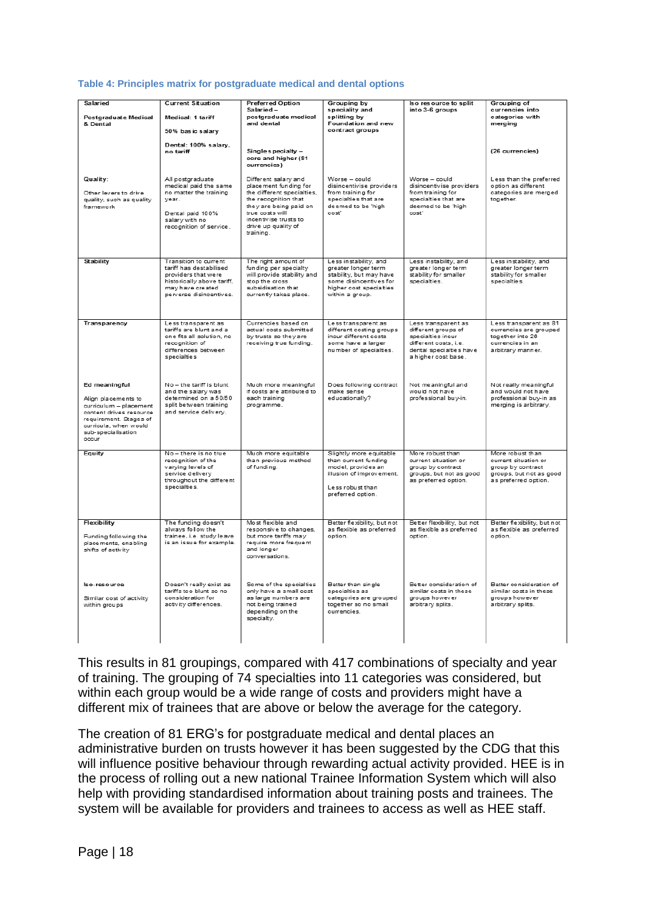**Table 4: Principles matrix for postgraduate medical and dental options**

| Salaried<br><br>Postgraduate Medical & Dental | Current Situation<br><br>Medical: 1 tariff<br><br>50% basic salary<br><br>Dental: 100% salary, no tariff | Preferred Option Salaried – postgraduate medical and dental<br><br>Single specialty – core and higher (81 currencies) | Grouping by speciality and splitting by Foundation and new contract groups | Iso resource to split into 3-6 groups | Grouping of currencies into categories with merging<br><br>(26 currencies) |
|---|---|---|---|---|---|
| Quality:<br><br>Other levers to drive quality, such as quality framework | All postgraduate medical paid the same no matter the training year.<br><br>Dental paid 100% salary with no recognition of service. | Different salary and placement funding for the different specialties, the recognition that they are being paid on true costs will incentivise trusts to drive up quality of training. | Worse – could disincentivise providers from training for specialties that are deemed to be 'high cost' | Worse – could disincentivise providers from training for specialties that are deemed to be 'high cost' | Less than the preferred option as different categories are merged together. |
| Stability | Transition to current tariff has destabilised providers that were historically above tariff, may have created perverse disincentives. | The right amount of funding per specialty will provide stability and stop the cross subsidisation that currently takes place. | Less instability, and greater longer term stability, but may have some disincentives for higher cost specialties within a group. | Less instability, and greater longer term stability for smaller specialties. | Less instability, and greater longer term stability for smaller specialties. |
| Transparency | Less transparent as tariffs are blunt and a one fits all solution, no recognition of differences between specialties | Currencies based on actual costs submitted by trusts so they are receiving true funding. | Less transparent as different costing groups incur different costs some have a larger number of specialties. | Less transparent as different groups of specialties incur different costs, i.e. dental specialties have a higher cost base. | Less transparent as 81 currencies are grouped together into 26 currencies in an arbitrary manner. |
| Ed meaningful<br><br>Align placements to curriculum – placement content drives resource requirement. Stages of curricula, when would sub-specialisation occur | No – the tariff is blunt and the salary was determined on a 50/50 split between training and service delivery. | Much more meaningful if costs are attributed to each training programme. | Does following contract make sense educationally? | Not meaningful and would not have professional buy-in. | Not really meaningful and would not have professional buy-in as merging is arbitrary. |
| Equity | No – there is no true recognition of the varying levels of service delivery throughout the different specialties. | Much more equitable than previous method of funding. | Slightly more equitable than current funding model, provides an illusion of improvement.<br><br>Less robust than preferred option. | More robust than current situation or group by contract groups, but not as good as preferred option. | More robust than current situation or group by contract groups, but not as good as preferred option. |
| Flexibility<br><br>Funding following the placements, enabling shifts of activity | The funding doesn't always follow the trainee, i.e. study leave is an issue for example. | Most flexible and responsive to changes, but more tariffs may require more frequent and longer conversations. | Better flexibility, but not as flexible as preferred option. | Better flexibility, but not as flexible as preferred option. | Better flexibility, but not as flexible as preferred option. |
| Iso-resource<br><br>Similar cost of activity within groups | Doesn't really exist as tariffs too blunt so no consideration for activity differences. | Some of the specialties only have a small cost as large numbers are not being trained depending on the specialty. | Better than single specialties as categories are grouped together so no small currencies. | Better consideration of similar costs in these groups however arbitrary splits. | Better consideration of similar costs in these groups however arbitrary splits. |

This results in 81 groupings, compared with 417 combinations of specialty and year of training. The grouping of 74 specialties into 11 categories was considered, but within each group would be a wide range of costs and providers might have a different mix of trainees that are above or below the average for the category.

The creation of 81 ERG's for postgraduate medical and dental places an administrative burden on trusts however it has been suggested by the CDG that this will influence positive behaviour through rewarding actual activity provided. HEE is in the process of rolling out a new national Trainee Information System which will also help with providing standardised information about training posts and trainees. The system will be available for providers and trainees to access as well as HEE staff.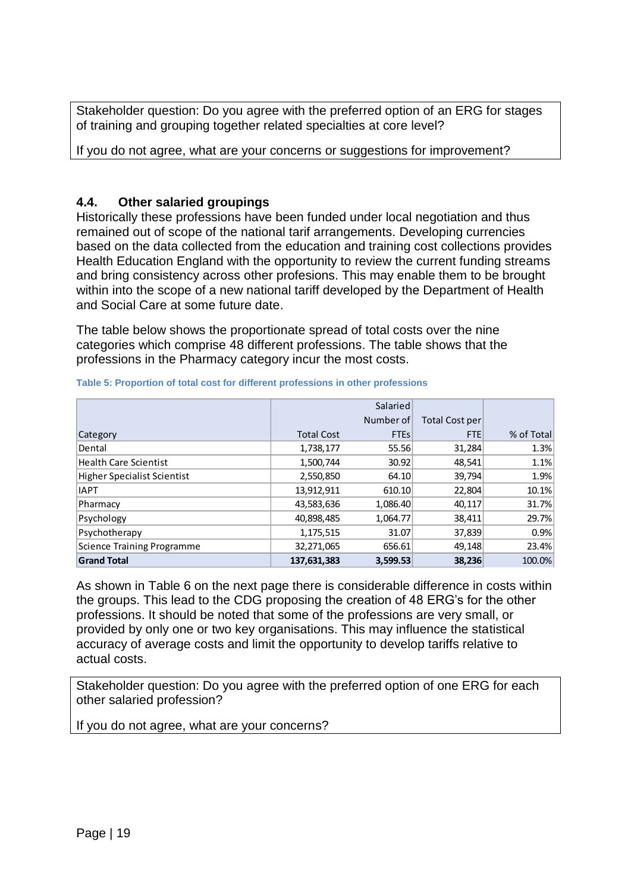Stakeholder question: Do you agree with the preferred option of an ERG for stages of training and grouping together related specialties at core level?

If you do not agree, what are your concerns or suggestions for improvement?

### 4.4. Other salaried groupings

Historically these professions have been funded under local negotiation and thus remained out of scope of the national tarif arrangements. Developing currencies based on the data collected from the education and training cost collections provides Health Education England with the opportunity to review the current funding streams and bring consistency across other profesions. This may enable them to be brought within into the scope of a new national tariff developed by the Department of Health and Social Care at some future date.

The table below shows the proportionate spread of total costs over the nine categories which comprise 48 different professions. The table shows that the professions in the Pharmacy category incur the most costs.

**Table 5: Proportion of total cost for different professions in other professions**

| Category | Total Cost | Salaried Number of FTEs | Total Cost per FTE | % of Total |
|---|---|---|---|---|
| Dental | 1,738,177 | 55.56 | 31,284 | 1.3% |
| Health Care Scientist | 1,500,744 | 30.92 | 48,541 | 1.1% |
| Higher Specialist Scientist | 2,550,850 | 64.10 | 39,794 | 1.9% |
| IAPT | 13,912,911 | 610.10 | 22,804 | 10.1% |
| Pharmacy | 43,583,636 | 1,086.40 | 40,117 | 31.7% |
| Psychology | 40,898,485 | 1,064.77 | 38,411 | 29.7% |
| Psychotherapy | 1,175,515 | 31.07 | 37,839 | 0.9% |
| Science Training Programme | 32,271,065 | 656.61 | 49,148 | 23.4% |
| **Grand Total** | **137,631,383** | **3,599.53** | **38,236** | 100.0% |

As shown in Table 6 on the next page there is considerable difference in costs within the groups. This lead to the CDG proposing the creation of 48 ERG's for the other professions. It should be noted that some of the professions are very small, or provided by only one or two key organisations. This may influence the statistical accuracy of average costs and limit the opportunity to develop tariffs relative to actual costs.

Stakeholder question: Do you agree with the preferred option of one ERG for each other salaried profession?

If you do not agree, what are your concerns?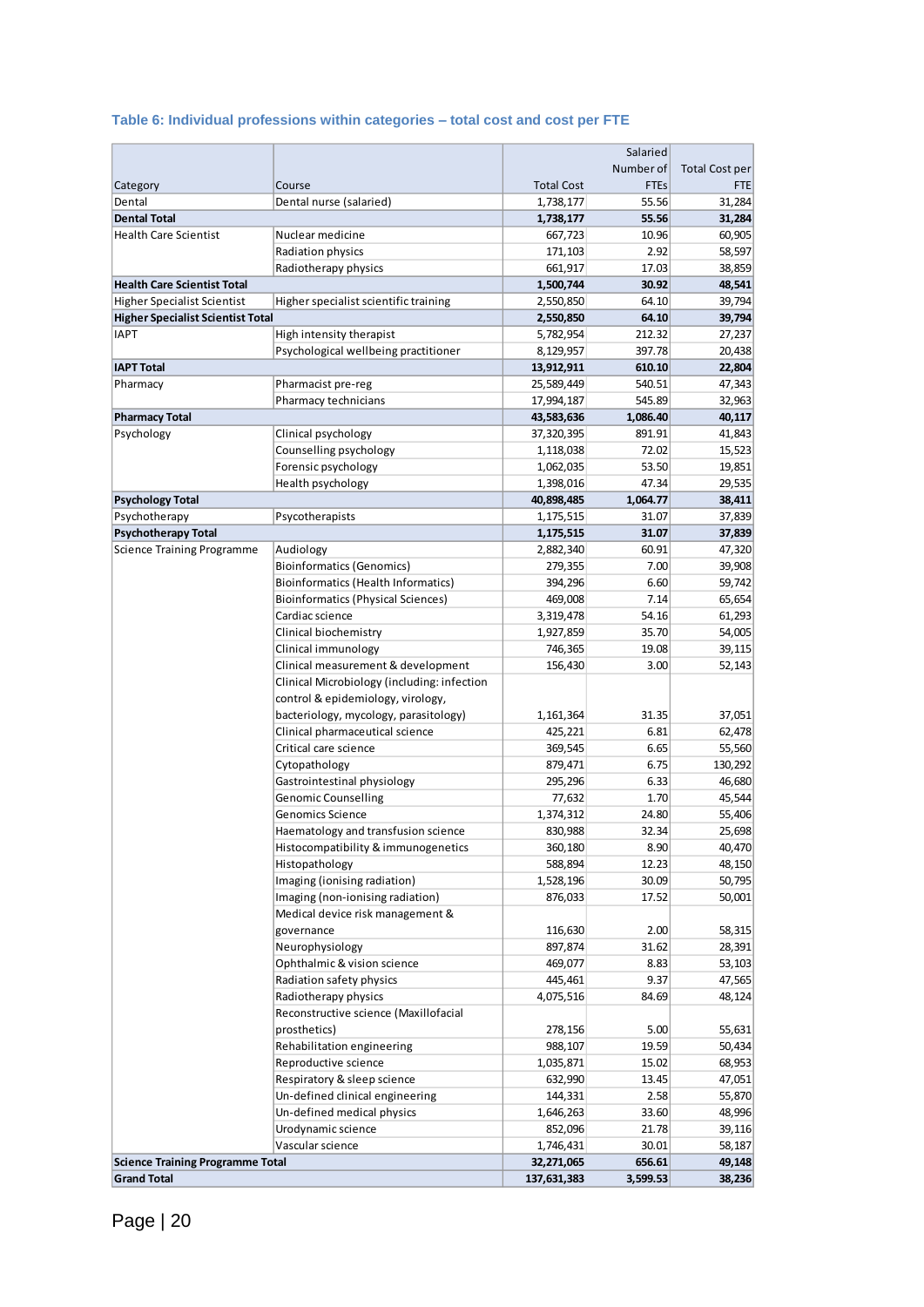### Table 6: Individual professions within categories – total cost and cost per FTE

| Category | Course | Total Cost | Salaried Number of FTEs | Total Cost per FTE |
|---|---|---|---|---|
| Dental | Dental nurse (salaried) | 1,738,177 | 55.56 | 31,284 |
| **Dental Total** | | **1,738,177** | **55.56** | **31,284** |
| Health Care Scientist | Nuclear medicine | 667,723 | 10.96 | 60,905 |
| | Radiation physics | 171,103 | 2.92 | 58,597 |
| | Radiotherapy physics | 661,917 | 17.03 | 38,859 |
| **Health Care Scientist Total** | | **1,500,744** | **30.92** | **48,541** |
| Higher Specialist Scientist | Higher specialist scientific training | 2,550,850 | 64.10 | 39,794 |
| **Higher Specialist Scientist Total** | | **2,550,850** | **64.10** | **39,794** |
| IAPT | High intensity therapist | 5,782,954 | 212.32 | 27,237 |
| | Psychological wellbeing practitioner | 8,129,957 | 397.78 | 20,438 |
| **IAPT Total** | | **13,912,911** | **610.10** | **22,804** |
| Pharmacy | Pharmacist pre-reg | 25,589,449 | 540.51 | 47,343 |
| | Pharmacy technicians | 17,994,187 | 545.89 | 32,963 |
| **Pharmacy Total** | | **43,583,636** | **1,086.40** | **40,117** |
| Psychology | Clinical psychology | 37,320,395 | 891.91 | 41,843 |
| | Counselling psychology | 1,118,038 | 72.02 | 15,523 |
| | Forensic psychology | 1,062,035 | 53.50 | 19,851 |
| | Health psychology | 1,398,016 | 47.34 | 29,535 |
| **Psychology Total** | | **40,898,485** | **1,064.77** | **38,411** |
| Psychotherapy | Psycotherapists | 1,175,515 | 31.07 | 37,839 |
| **Psychotherapy Total** | | **1,175,515** | **31.07** | **37,839** |
| Science Training Programme | Audiology | 2,882,340 | 60.91 | 47,320 |
| | Bioinformatics (Genomics) | 279,355 | 7.00 | 39,908 |
| | Bioinformatics (Health Informatics) | 394,296 | 6.60 | 59,742 |
| | Bioinformatics (Physical Sciences) | 469,008 | 7.14 | 65,654 |
| | Cardiac science | 3,319,478 | 54.16 | 61,293 |
| | Clinical biochemistry | 1,927,859 | 35.70 | 54,005 |
| | Clinical immunology | 746,365 | 19.08 | 39,115 |
| | Clinical measurement & development | 156,430 | 3.00 | 52,143 |
| | Clinical Microbiology (including: infection control & epidemiology, virology, bacteriology, mycology, parasitology) | 1,161,364 | 31.35 | 37,051 |
| | Clinical pharmaceutical science | 425,221 | 6.81 | 62,478 |
| | Critical care science | 369,545 | 6.65 | 55,560 |
| | Cytopathology | 879,471 | 6.75 | 130,292 |
| | Gastrointestinal physiology | 295,296 | 6.33 | 46,680 |
| | Genomic Counselling | 77,632 | 1.70 | 45,544 |
| | Genomics Science | 1,374,312 | 24.80 | 55,406 |
| | Haematology and transfusion science | 830,988 | 32.34 | 25,698 |
| | Histocompatibility & immunogenetics | 360,180 | 8.90 | 40,470 |
| | Histopathology | 588,894 | 12.23 | 48,150 |
| | Imaging (ionising radiation) | 1,528,196 | 30.09 | 50,795 |
| | Imaging (non-ionising radiation) | 876,033 | 17.52 | 50,001 |
| | Medical device risk management & governance | 116,630 | 2.00 | 58,315 |
| | Neurophysiology | 897,874 | 31.62 | 28,391 |
| | Ophthalmic & vision science | 469,077 | 8.83 | 53,103 |
| | Radiation safety physics | 445,461 | 9.37 | 47,565 |
| | Radiotherapy physics | 4,075,516 | 84.69 | 48,124 |
| | Reconstructive science (Maxillofacial prosthetics) | 278,156 | 5.00 | 55,631 |
| | Rehabilitation engineering | 988,107 | 19.59 | 50,434 |
| | Reproductive science | 1,035,871 | 15.02 | 68,953 |
| | Respiratory & sleep science | 632,990 | 13.45 | 47,051 |
| | Un-defined clinical engineering | 144,331 | 2.58 | 55,870 |
| | Un-defined medical physics | 1,646,263 | 33.60 | 48,996 |
| | Urodynamic science | 852,096 | 21.78 | 39,116 |
| | Vascular science | 1,746,431 | 30.01 | 58,187 |
| **Science Training Programme Total** | | **32,271,065** | **656.61** | **49,148** |
| **Grand Total** | | **137,631,383** | **3,599.53** | **38,236** |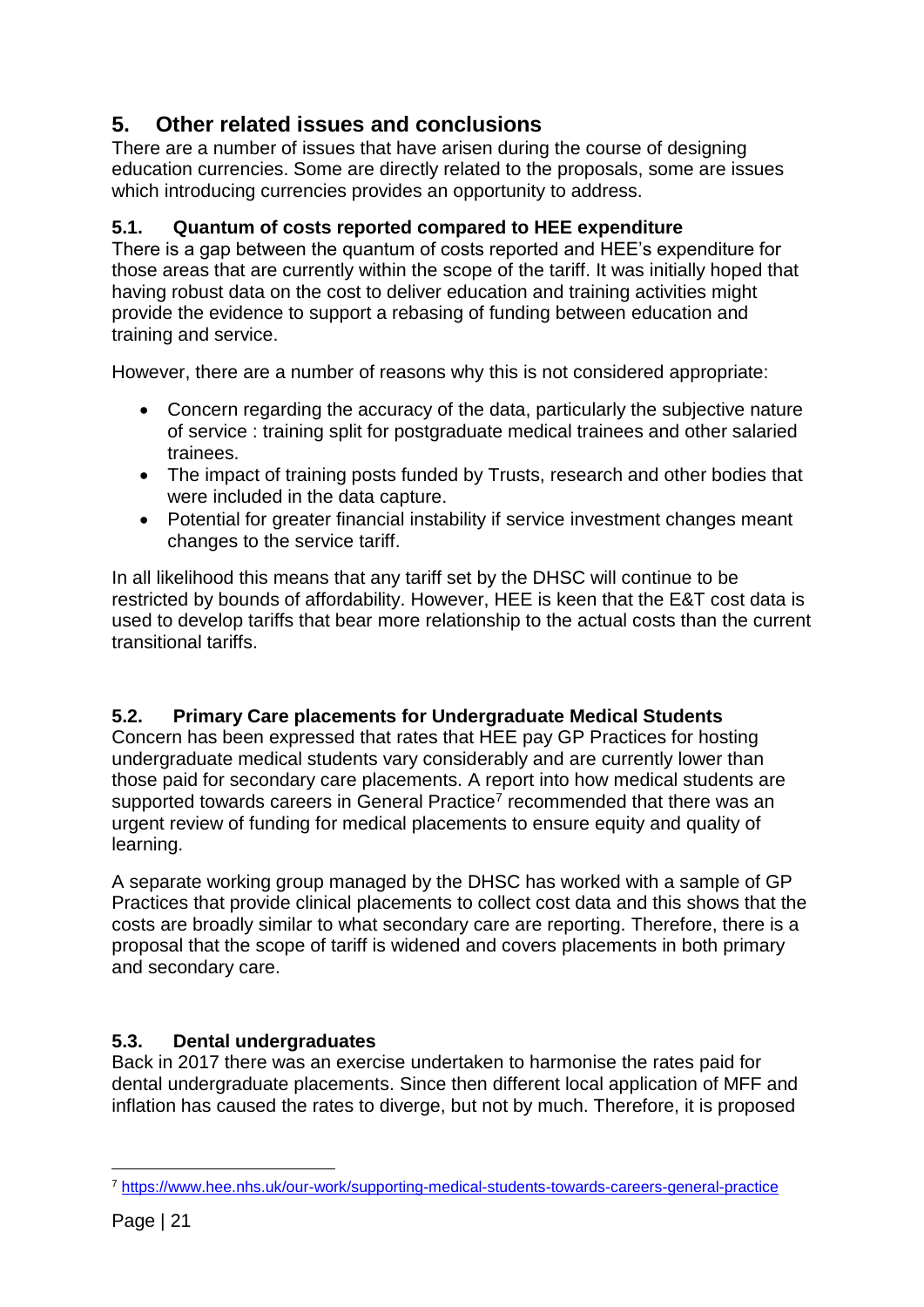## 5. Other related issues and conclusions

There are a number of issues that have arisen during the course of designing education currencies. Some are directly related to the proposals, some are issues which introducing currencies provides an opportunity to address.

### 5.1. Quantum of costs reported compared to HEE expenditure

There is a gap between the quantum of costs reported and HEE's expenditure for those areas that are currently within the scope of the tariff. It was initially hoped that having robust data on the cost to deliver education and training activities might provide the evidence to support a rebasing of funding between education and training and service.

However, there are a number of reasons why this is not considered appropriate:

- Concern regarding the accuracy of the data, particularly the subjective nature of service : training split for postgraduate medical trainees and other salaried trainees.
- The impact of training posts funded by Trusts, research and other bodies that were included in the data capture.
- Potential for greater financial instability if service investment changes meant changes to the service tariff.

In all likelihood this means that any tariff set by the DHSC will continue to be restricted by bounds of affordability. However, HEE is keen that the E&T cost data is used to develop tariffs that bear more relationship to the actual costs than the current transitional tariffs.

### 5.2. Primary Care placements for Undergraduate Medical Students

Concern has been expressed that rates that HEE pay GP Practices for hosting undergraduate medical students vary considerably and are currently lower than those paid for secondary care placements. A report into how medical students are supported towards careers in General Practice[7] recommended that there was an urgent review of funding for medical placements to ensure equity and quality of learning.

A separate working group managed by the DHSC has worked with a sample of GP Practices that provide clinical placements to collect cost data and this shows that the costs are broadly similar to what secondary care are reporting. Therefore, there is a proposal that the scope of tariff is widened and covers placements in both primary and secondary care.

### 5.3. Dental undergraduates

Back in 2017 there was an exercise undertaken to harmonise the rates paid for dental undergraduate placements. Since then different local application of MFF and inflation has caused the rates to diverge, but not by much. Therefore, it is proposed

[7] https://www.hee.nhs.uk/our-work/supporting-medical-students-towards-careers-general-practice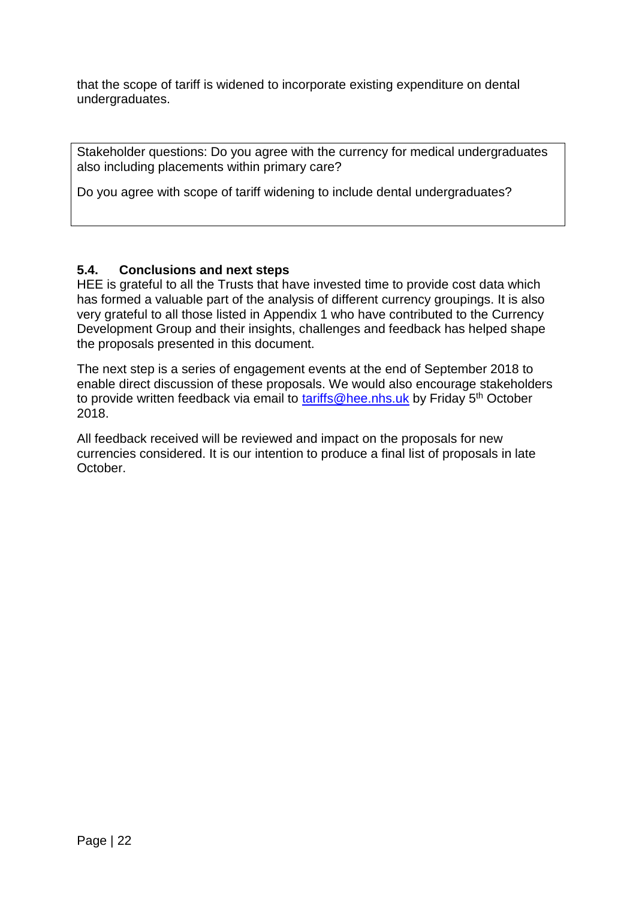that the scope of tariff is widened to incorporate existing expenditure on dental undergraduates.

> Stakeholder questions: Do you agree with the currency for medical undergraduates also including placements within primary care?
>
> Do you agree with scope of tariff widening to include dental undergraduates?

### 5.4. Conclusions and next steps

HEE is grateful to all the Trusts that have invested time to provide cost data which has formed a valuable part of the analysis of different currency groupings. It is also very grateful to all those listed in Appendix 1 who have contributed to the Currency Development Group and their insights, challenges and feedback has helped shape the proposals presented in this document.

The next step is a series of engagement events at the end of September 2018 to enable direct discussion of these proposals. We would also encourage stakeholders to provide written feedback via email to tariffs@hee.nhs.uk by Friday 5th October 2018.

All feedback received will be reviewed and impact on the proposals for new currencies considered. It is our intention to produce a final list of proposals in late October.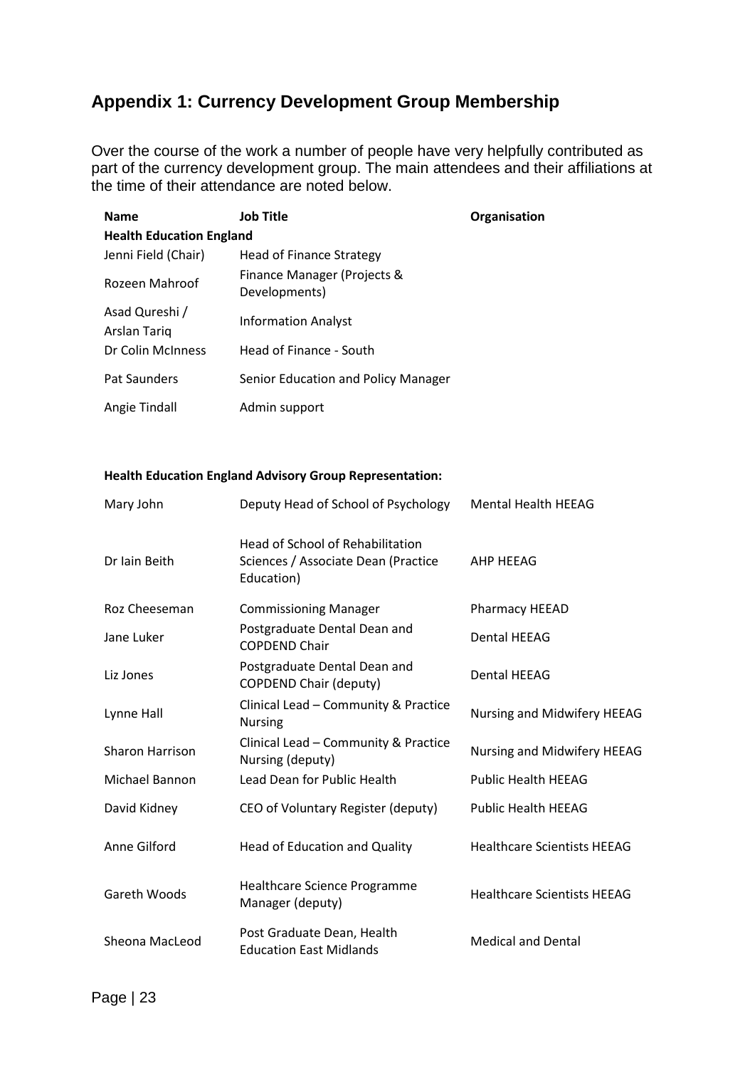## Appendix 1: Currency Development Group Membership

Over the course of the work a number of people have very helpfully contributed as part of the currency development group. The main attendees and their affiliations at the time of their attendance are noted below.

| Name | Job Title | Organisation |
|---|---|---|
| **Health Education England** | | |
| Jenni Field (Chair) | Head of Finance Strategy | |
| Rozeen Mahroof | Finance Manager (Projects & Developments) | |
| Asad Qureshi / Arslan Tariq | Information Analyst | |
| Dr Colin McInness | Head of Finance - South | |
| Pat Saunders | Senior Education and Policy Manager | |
| Angie Tindall | Admin support | |

**Health Education England Advisory Group Representation:**

| | | |
|---|---|---|
| Mary John | Deputy Head of School of Psychology | Mental Health HEEAG |
| Dr Iain Beith | Head of School of Rehabilitation Sciences / Associate Dean (Practice Education) | AHP HEEAG |
| Roz Cheeseman | Commissioning Manager | Pharmacy HEEAD |
| Jane Luker | Postgraduate Dental Dean and COPDEND Chair | Dental HEEAG |
| Liz Jones | Postgraduate Dental Dean and COPDEND Chair (deputy) | Dental HEEAG |
| Lynne Hall | Clinical Lead – Community & Practice Nursing | Nursing and Midwifery HEEAG |
| Sharon Harrison | Clinical Lead – Community & Practice Nursing (deputy) | Nursing and Midwifery HEEAG |
| Michael Bannon | Lead Dean for Public Health | Public Health HEEAG |
| David Kidney | CEO of Voluntary Register (deputy) | Public Health HEEAG |
| Anne Gilford | Head of Education and Quality | Healthcare Scientists HEEAG |
| Gareth Woods | Healthcare Science Programme Manager (deputy) | Healthcare Scientists HEEAG |
| Sheona MacLeod | Post Graduate Dean, Health Education East Midlands | Medical and Dental |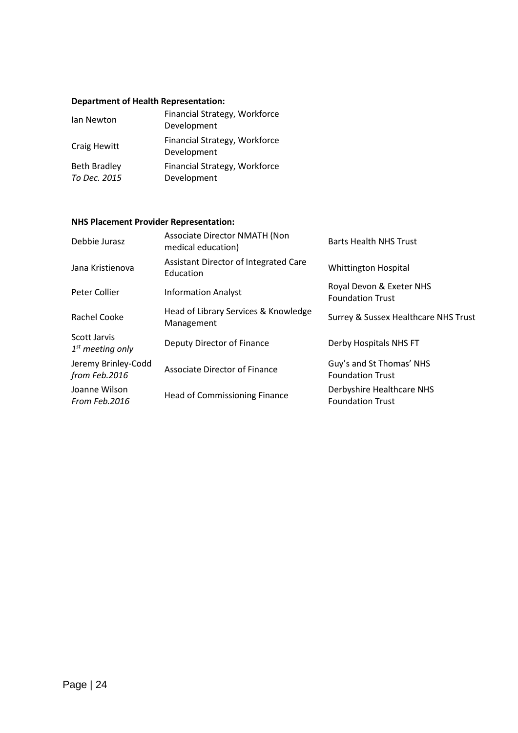**Department of Health Representation:**

| | |
|---|---|
| Ian Newton | Financial Strategy, Workforce Development |
| Craig Hewitt | Financial Strategy, Workforce Development |
| Beth Bradley *To Dec. 2015* | Financial Strategy, Workforce Development |

**NHS Placement Provider Representation:**

| | | |
|---|---|---|
| Debbie Jurasz | Associate Director NMATH (Non medical education) | Barts Health NHS Trust |
| Jana Kristienova | Assistant Director of Integrated Care Education | Whittington Hospital |
| Peter Collier | Information Analyst | Royal Devon & Exeter NHS Foundation Trust |
| Rachel Cooke | Head of Library Services & Knowledge Management | Surrey & Sussex Healthcare NHS Trust |
| Scott Jarvis *1st meeting only* | Deputy Director of Finance | Derby Hospitals NHS FT |
| Jeremy Brinley-Codd *from Feb.2016* | Associate Director of Finance | Guy's and St Thomas' NHS Foundation Trust |
| Joanne Wilson *From Feb.2016* | Head of Commissioning Finance | Derbyshire Healthcare NHS Foundation Trust |